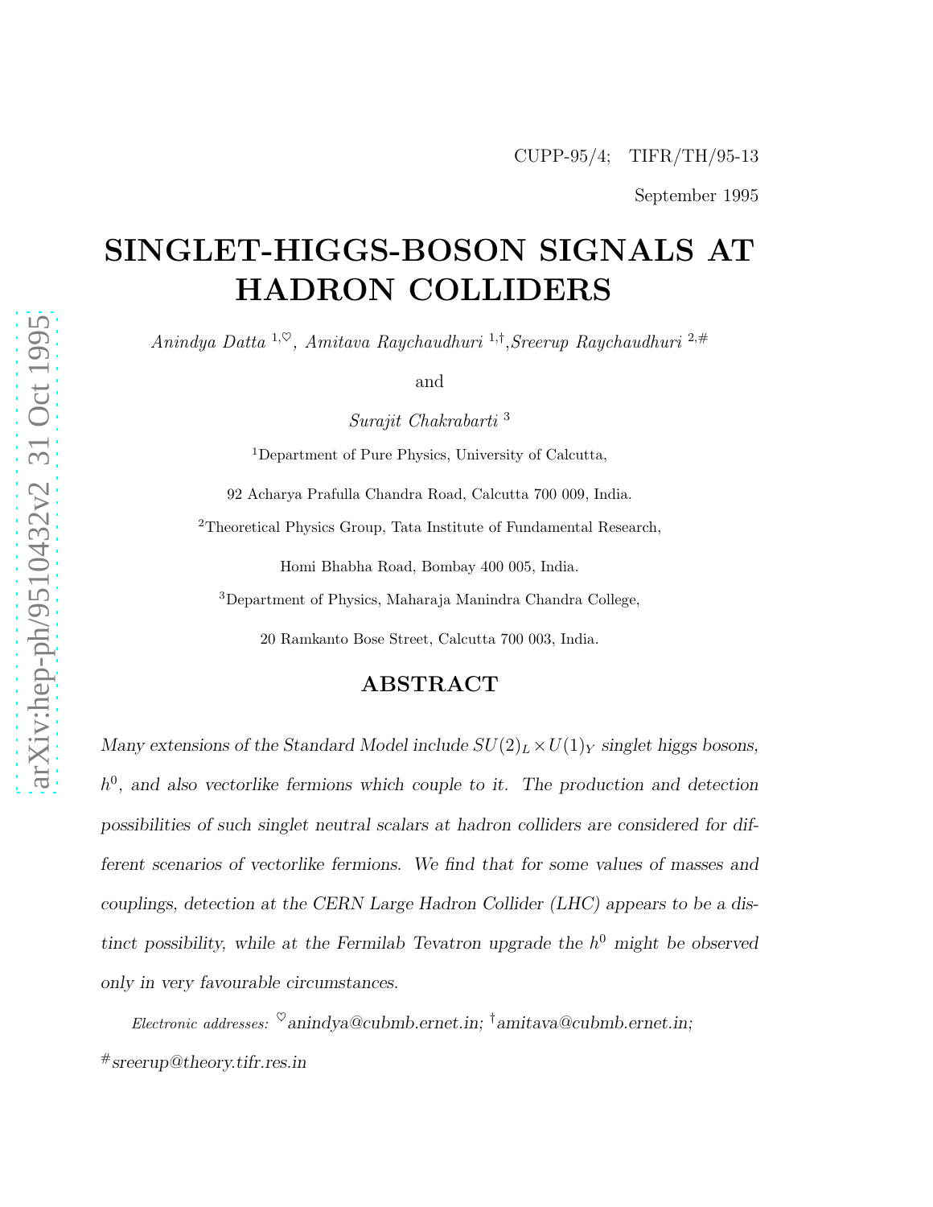CUPP-95/4; TIFR/TH/95-13

September 1995

# SINGLET-HIGGS-BOSON SIGNALS AT HADRON COLLIDERS

*Anindya Datta* [1,♡], *Amitava Raychaudhuri* [1,†], *Sreerup Raychaudhuri* [2,#]

and

*Surajit Chakrabarti* [3]

[1]Department of Pure Physics, University of Calcutta,

92 Acharya Prafulla Chandra Road, Calcutta 700 009, India.

[2]Theoretical Physics Group, Tata Institute of Fundamental Research,

Homi Bhabha Road, Bombay 400 005, India.

[3]Department of Physics, Maharaja Manindra Chandra College,

20 Ramkanto Bose Street, Calcutta 700 003, India.

## ABSTRACT

*Many extensions of the Standard Model include $SU(2)_L \times U(1)_Y$ singlet higgs bosons, $h^0$, and also vectorlike fermions which couple to it. The production and detection possibilities of such singlet neutral scalars at hadron colliders are considered for different scenarios of vectorlike fermions. We find that for some values of masses and couplings, detection at the CERN Large Hadron Collider (LHC) appears to be a distinct possibility, while at the Fermilab Tevatron upgrade the $h^0$ might be observed only in very favourable circumstances.*

*Electronic addresses:* [♡]anindya@cubmb.ernet.in; [†]amitava@cubmb.ernet.in; [#]sreerup@theory.tifr.res.in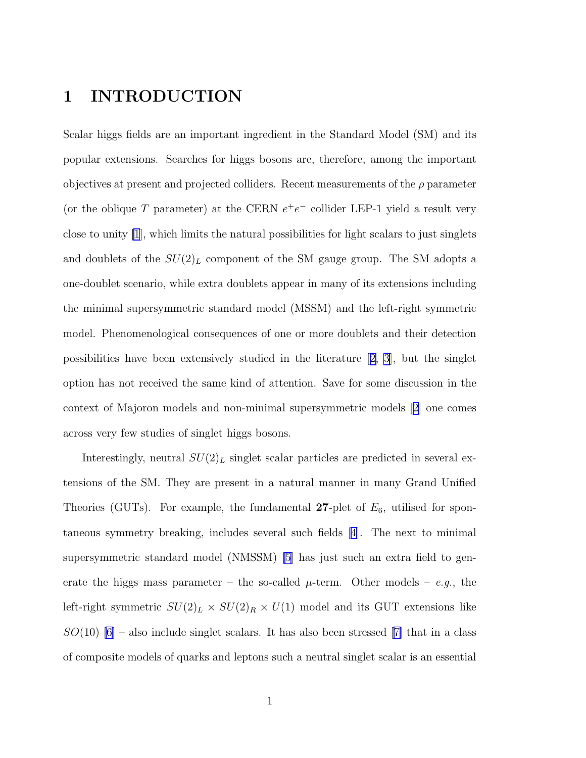# 1 INTRODUCTION

Scalar higgs fields are an important ingredient in the Standard Model (SM) and its popular extensions. Searches for higgs bosons are, therefore, among the important objectives at present and projected colliders. Recent measurements of the $\rho$ parameter (or the oblique $T$ parameter) at the CERN $e^+e^-$ collider LEP-1 yield a result very close to unity [1], which limits the natural possibilities for light scalars to just singlets and doublets of the $SU(2)_L$ component of the SM gauge group. The SM adopts a one-doublet scenario, while extra doublets appear in many of its extensions including the minimal supersymmetric standard model (MSSM) and the left-right symmetric model. Phenomenological consequences of one or more doublets and their detection possibilities have been extensively studied in the literature [2, 3], but the singlet option has not received the same kind of attention. Save for some discussion in the context of Majoron models and non-minimal supersymmetric models [2] one comes across very few studies of singlet higgs bosons.

Interestingly, neutral $SU(2)_L$ singlet scalar particles are predicted in several extensions of the SM. They are present in a natural manner in many Grand Unified Theories (GUTs). For example, the fundamental **27**-plet of $E_6$, utilised for spontaneous symmetry breaking, includes several such fields [4]. The next to minimal supersymmetric standard model (NMSSM) [5] has just such an extra field to generate the higgs mass parameter – the so-called $\mu$-term. Other models – *e.g.*, the left-right symmetric $SU(2)_L \times SU(2)_R \times U(1)$ model and its GUT extensions like $SO(10)$ [6] – also include singlet scalars. It has also been stressed [7] that in a class of composite models of quarks and leptons such a neutral singlet scalar is an essential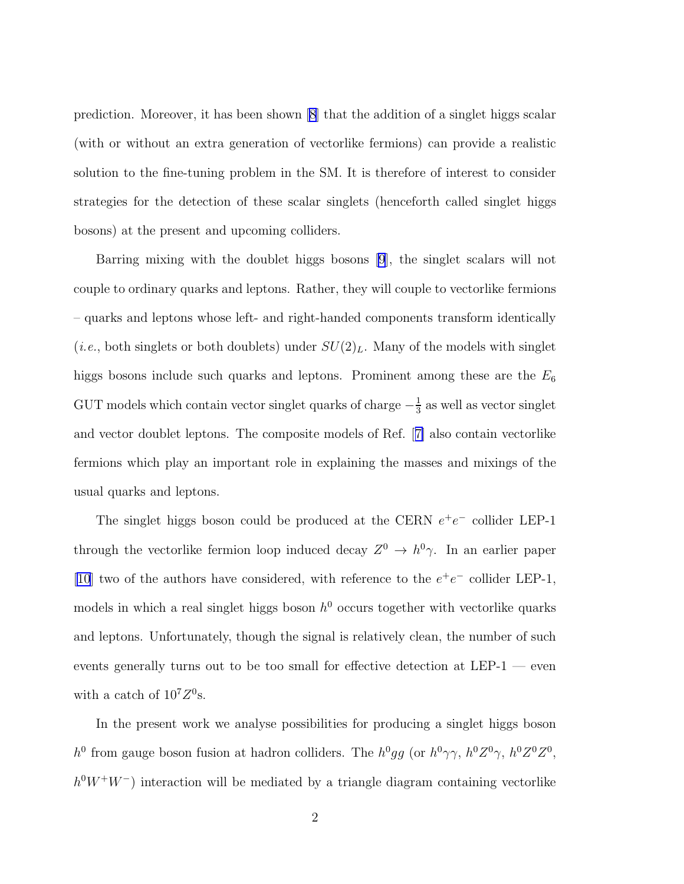prediction. Moreover, it has been shown [8] that the addition of a singlet higgs scalar (with or without an extra generation of vectorlike fermions) can provide a realistic solution to the fine-tuning problem in the SM. It is therefore of interest to consider strategies for the detection of these scalar singlets (henceforth called singlet higgs bosons) at the present and upcoming colliders.

Barring mixing with the doublet higgs bosons [9], the singlet scalars will not couple to ordinary quarks and leptons. Rather, they will couple to vectorlike fermions – quarks and leptons whose left- and right-handed components transform identically (*i.e.*, both singlets or both doublets) under $SU(2)_L$. Many of the models with singlet higgs bosons include such quarks and leptons. Prominent among these are the $E_6$ GUT models which contain vector singlet quarks of charge $-\frac{1}{3}$ as well as vector singlet and vector doublet leptons. The composite models of Ref. [7] also contain vectorlike fermions which play an important role in explaining the masses and mixings of the usual quarks and leptons.

The singlet higgs boson could be produced at the CERN $e^+e^-$ collider LEP-1 through the vectorlike fermion loop induced decay $Z^0 \to h^0\gamma$. In an earlier paper [10] two of the authors have considered, with reference to the $e^+e^-$ collider LEP-1, models in which a real singlet higgs boson $h^0$ occurs together with vectorlike quarks and leptons. Unfortunately, though the signal is relatively clean, the number of such events generally turns out to be too small for effective detection at LEP-1 — even with a catch of $10^7 Z^0$s.

In the present work we analyse possibilities for producing a singlet higgs boson $h^0$ from gauge boson fusion at hadron colliders. The $h^0gg$ (or $h^0\gamma\gamma$, $h^0Z^0\gamma$, $h^0Z^0Z^0$, $h^0W^+W^-$) interaction will be mediated by a triangle diagram containing vectorlike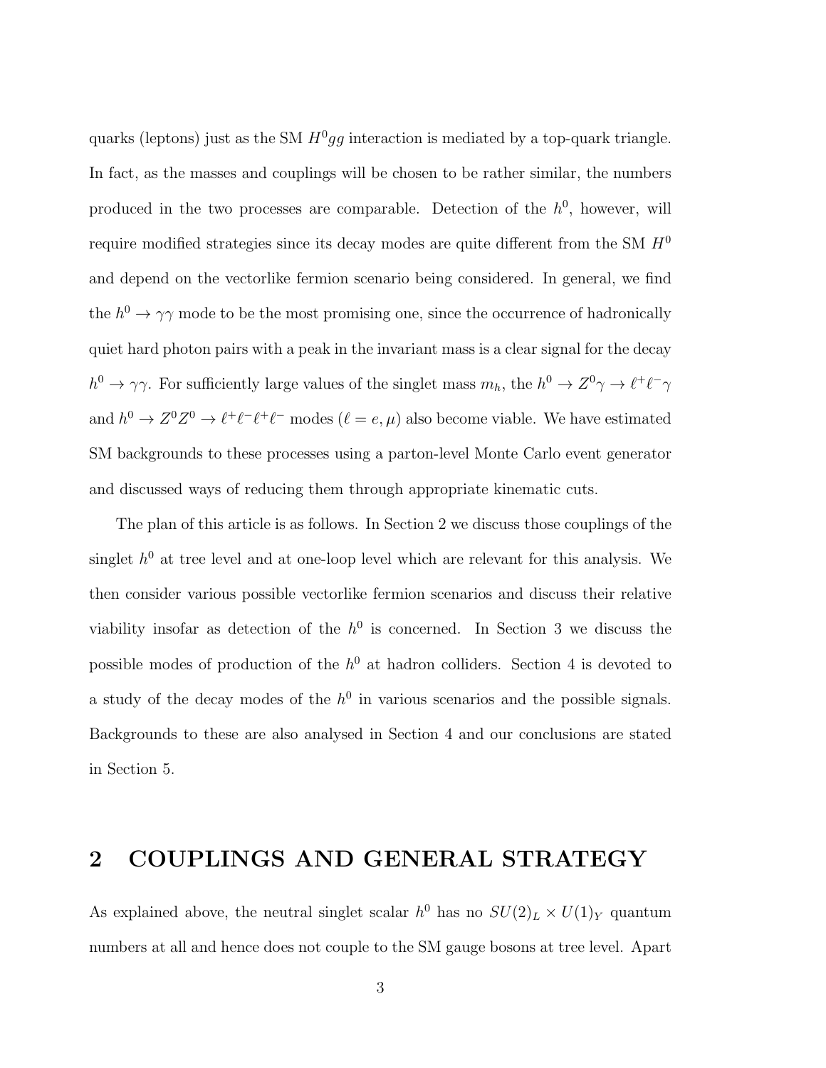quarks (leptons) just as the SM $H^0gg$ interaction is mediated by a top-quark triangle. In fact, as the masses and couplings will be chosen to be rather similar, the numbers produced in the two processes are comparable. Detection of the $h^0$, however, will require modified strategies since its decay modes are quite different from the SM $H^0$ and depend on the vectorlike fermion scenario being considered. In general, we find the $h^0 \to \gamma\gamma$ mode to be the most promising one, since the occurrence of hadronically quiet hard photon pairs with a peak in the invariant mass is a clear signal for the decay $h^0 \to \gamma\gamma$. For sufficiently large values of the singlet mass $m_h$, the $h^0 \to Z^0\gamma \to \ell^+\ell^-\gamma$ and $h^0 \to Z^0Z^0 \to \ell^+\ell^-\ell^+\ell^-$ modes ($\ell = e, \mu$) also become viable. We have estimated SM backgrounds to these processes using a parton-level Monte Carlo event generator and discussed ways of reducing them through appropriate kinematic cuts.

The plan of this article is as follows. In Section 2 we discuss those couplings of the singlet $h^0$ at tree level and at one-loop level which are relevant for this analysis. We then consider various possible vectorlike fermion scenarios and discuss their relative viability insofar as detection of the $h^0$ is concerned. In Section 3 we discuss the possible modes of production of the $h^0$ at hadron colliders. Section 4 is devoted to a study of the decay modes of the $h^0$ in various scenarios and the possible signals. Backgrounds to these are also analysed in Section 4 and our conclusions are stated in Section 5.

## 2 COUPLINGS AND GENERAL STRATEGY

As explained above, the neutral singlet scalar $h^0$ has no $SU(2)_L \times U(1)_Y$ quantum numbers at all and hence does not couple to the SM gauge bosons at tree level. Apart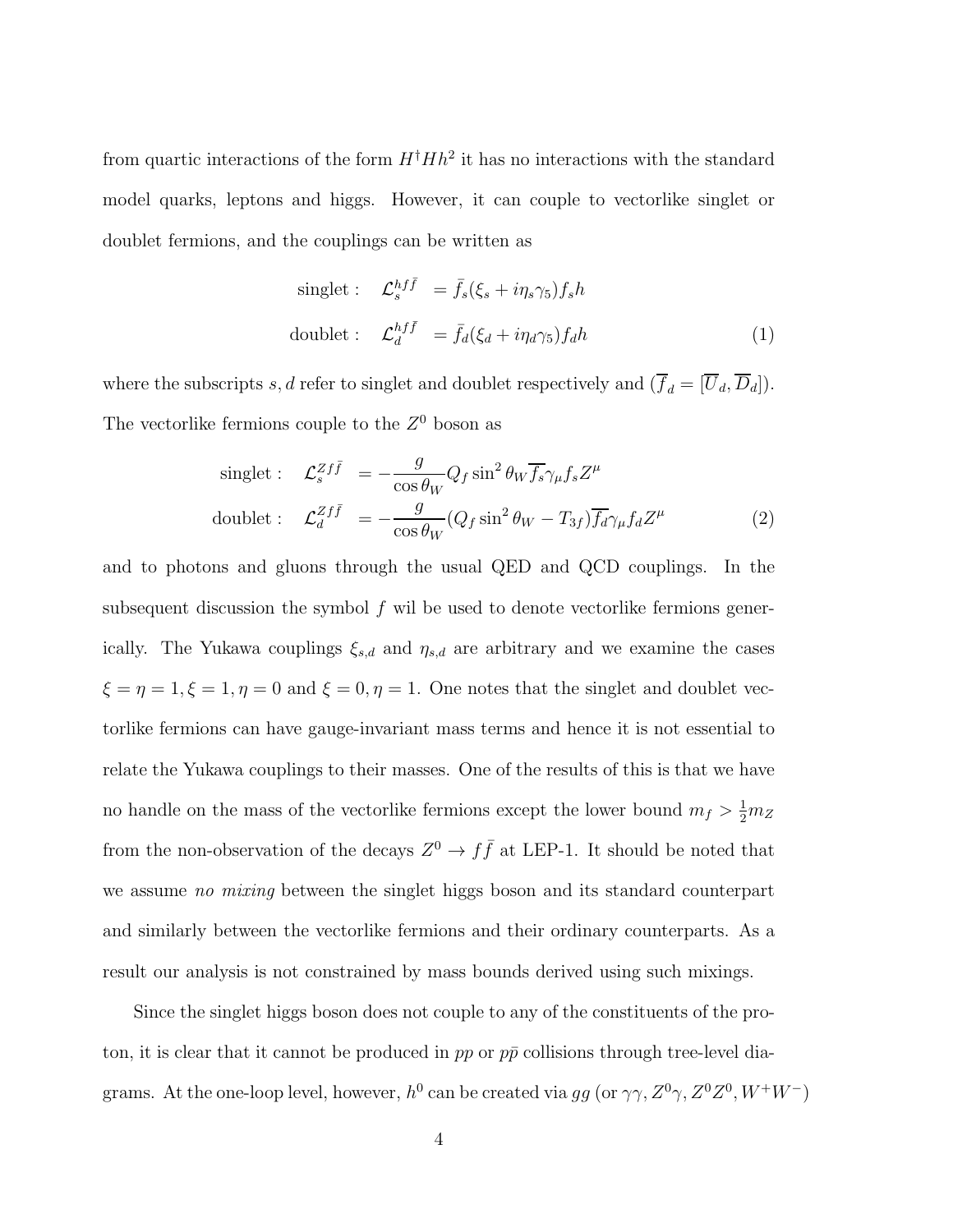from quartic interactions of the form $H^\dagger H h^2$ it has no interactions with the standard model quarks, leptons and higgs. However, it can couple to vectorlike singlet or doublet fermions, and the couplings can be written as

$$
\begin{aligned}
\text{singlet}: \quad \mathcal{L}_s^{hf\bar{f}} &= \bar{f}_s(\xi_s + i\eta_s\gamma_5)f_s h \\
\text{doublet}: \quad \mathcal{L}_d^{hf\bar{f}} &= \bar{f}_d(\xi_d + i\eta_d\gamma_5)f_d h
\end{aligned}
\tag{1}
$$

where the subscripts $s, d$ refer to singlet and doublet respectively and ($\overline{f}_d = [\overline{U}_d, \overline{D}_d]$). The vectorlike fermions couple to the $Z^0$ boson as

$$
\begin{aligned}
\text{singlet}: \quad \mathcal{L}_s^{Zf\bar{f}} &= -\frac{g}{\cos\theta_W} Q_f \sin^2\theta_W \overline{f_s}\gamma_\mu f_s Z^\mu \\
\text{doublet}: \quad \mathcal{L}_d^{Zf\bar{f}} &= -\frac{g}{\cos\theta_W}(Q_f \sin^2\theta_W - T_{3f})\overline{f_d}\gamma_\mu f_d Z^\mu
\end{aligned}
\tag{2}
$$

and to photons and gluons through the usual QED and QCD couplings. In the subsequent discussion the symbol $f$ wil be used to denote vectorlike fermions generically. The Yukawa couplings $\xi_{s,d}$ and $\eta_{s,d}$ are arbitrary and we examine the cases $\xi = \eta = 1, \xi = 1, \eta = 0$ and $\xi = 0, \eta = 1$. One notes that the singlet and doublet vectorlike fermions can have gauge-invariant mass terms and hence it is not essential to relate the Yukawa couplings to their masses. One of the results of this is that we have no handle on the mass of the vectorlike fermions except the lower bound $m_f > \frac{1}{2}m_Z$ from the non-observation of the decays $Z^0 \to f\bar{f}$ at LEP-1. It should be noted that we assume *no mixing* between the singlet higgs boson and its standard counterpart and similarly between the vectorlike fermions and their ordinary counterparts. As a result our analysis is not constrained by mass bounds derived using such mixings.

Since the singlet higgs boson does not couple to any of the constituents of the proton, it is clear that it cannot be produced in $pp$ or $p\bar{p}$ collisions through tree-level diagrams. At the one-loop level, however, $h^0$ can be created via $gg$ (or $\gamma\gamma, Z^0\gamma, Z^0Z^0, W^+W^-$)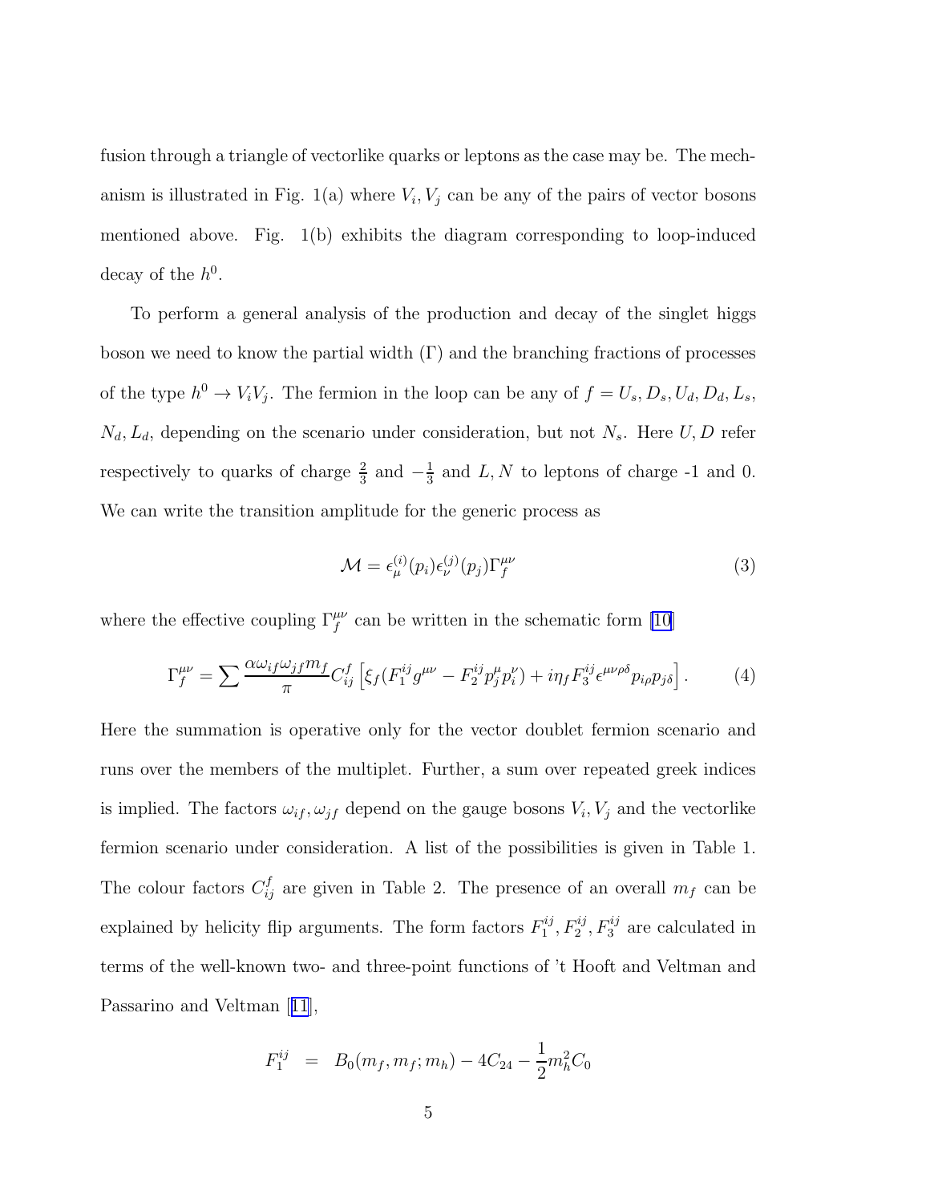fusion through a triangle of vectorlike quarks or leptons as the case may be. The mechanism is illustrated in Fig. 1(a) where $V_i, V_j$ can be any of the pairs of vector bosons mentioned above. Fig. 1(b) exhibits the diagram corresponding to loop-induced decay of the $h^0$.

To perform a general analysis of the production and decay of the singlet higgs boson we need to know the partial width ($\Gamma$) and the branching fractions of processes of the type $h^0 \to V_i V_j$. The fermion in the loop can be any of $f = U_s, D_s, U_d, D_d, L_s, N_d, L_d$, depending on the scenario under consideration, but not $N_s$. Here $U, D$ refer respectively to quarks of charge $\frac{2}{3}$ and $-\frac{1}{3}$ and $L, N$ to leptons of charge -1 and 0. We can write the transition amplitude for the generic process as

$$\mathcal{M} = \epsilon_\mu^{(i)}(p_i)\epsilon_\nu^{(j)}(p_j)\Gamma_f^{\mu\nu} \tag{3}$$

where the effective coupling $\Gamma_f^{\mu\nu}$ can be written in the schematic form [10]

$$\Gamma_f^{\mu\nu} = \sum \frac{\alpha \omega_{if}\omega_{jf} m_f}{\pi} C_{ij}^f \left[ \xi_f (F_1^{ij} g^{\mu\nu} - F_2^{ij} p_j^\mu p_i^\nu) + i\eta_f F_3^{ij} \epsilon^{\mu\nu\rho\delta} p_{i\rho} p_{j\delta} \right]. \tag{4}$$

Here the summation is operative only for the vector doublet fermion scenario and runs over the members of the multiplet. Further, a sum over repeated greek indices is implied. The factors $\omega_{if}, \omega_{jf}$ depend on the gauge bosons $V_i, V_j$ and the vectorlike fermion scenario under consideration. A list of the possibilities is given in Table 1. The colour factors $C_{ij}^f$ are given in Table 2. The presence of an overall $m_f$ can be explained by helicity flip arguments. The form factors $F_1^{ij}, F_2^{ij}, F_3^{ij}$ are calculated in terms of the well-known two- and three-point functions of 't Hooft and Veltman and Passarino and Veltman [11],

$$F_1^{ij} = B_0(m_f, m_f; m_h) - 4C_{24} - \frac{1}{2} m_h^2 C_0$$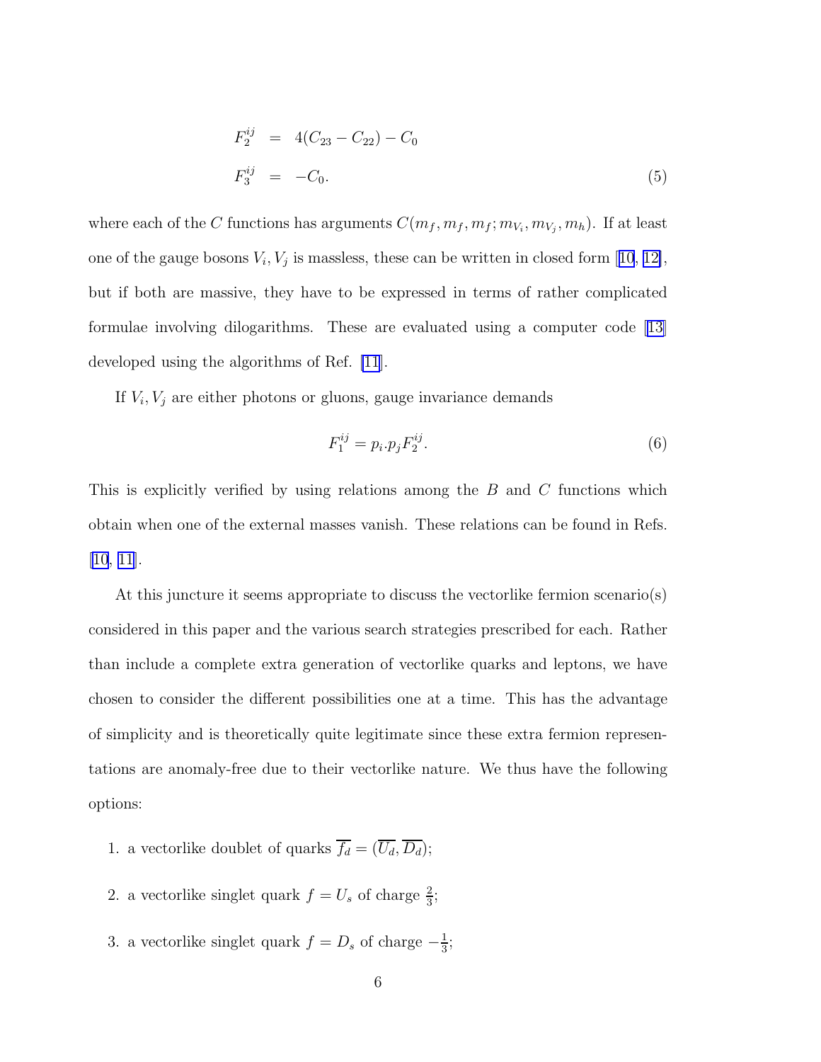$$
\begin{aligned}
F_2^{ij} &= 4(C_{23} - C_{22}) - C_0 \\
F_3^{ij} &= -C_0.
\end{aligned}
\tag{5}
$$

where each of the $C$ functions has arguments $C(m_f, m_f, m_f; m_{V_i}, m_{V_j}, m_h)$. If at least one of the gauge bosons $V_i, V_j$ is massless, these can be written in closed form [10, 12], but if both are massive, they have to be expressed in terms of rather complicated formulae involving dilogarithms. These are evaluated using a computer code [13] developed using the algorithms of Ref. [11].

If $V_i, V_j$ are either photons or gluons, gauge invariance demands

$$
F_1^{ij} = p_i.p_j F_2^{ij}. \tag{6}
$$

This is explicitly verified by using relations among the $B$ and $C$ functions which obtain when one of the external masses vanish. These relations can be found in Refs. [10, 11].

At this juncture it seems appropriate to discuss the vectorlike fermion scenario(s) considered in this paper and the various search strategies prescribed for each. Rather than include a complete extra generation of vectorlike quarks and leptons, we have chosen to consider the different possibilities one at a time. This has the advantage of simplicity and is theoretically quite legitimate since these extra fermion representations are anomaly-free due to their vectorlike nature. We thus have the following options:

1. a vectorlike doublet of quarks $\overline{f_d} = (\overline{U_d}, \overline{D_d})$;

2. a vectorlike singlet quark $f = U_s$ of charge $\frac{2}{3}$;

3. a vectorlike singlet quark $f = D_s$ of charge $-\frac{1}{3}$;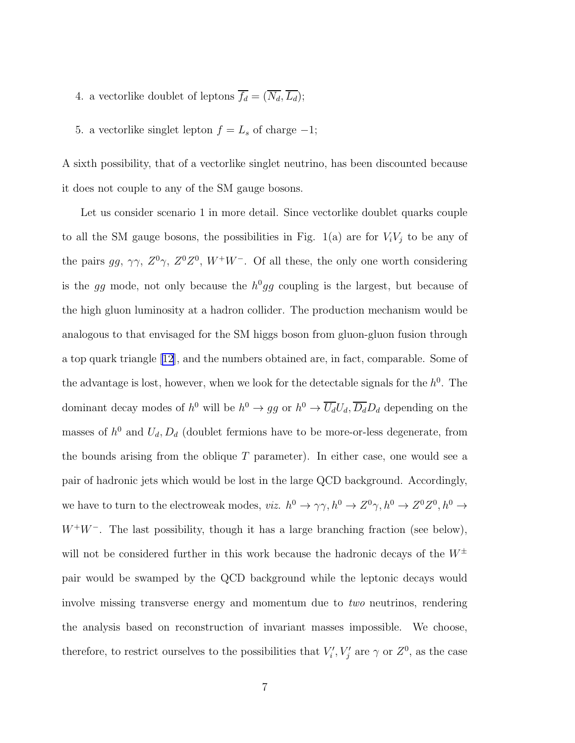4. a vectorlike doublet of leptons $\overline{f_d} = (\overline{N_d}, \overline{L_d})$;

5. a vectorlike singlet lepton $f = L_s$ of charge $-1$;

A sixth possibility, that of a vectorlike singlet neutrino, has been discounted because it does not couple to any of the SM gauge bosons.

Let us consider scenario 1 in more detail. Since vectorlike doublet quarks couple to all the SM gauge bosons, the possibilities in Fig. 1(a) are for $V_i V_j$ to be any of the pairs $gg$, $\gamma\gamma$, $Z^0\gamma$, $Z^0Z^0$, $W^+W^-$. Of all these, the only one worth considering is the $gg$ mode, not only because the $h^0gg$ coupling is the largest, but because of the high gluon luminosity at a hadron collider. The production mechanism would be analogous to that envisaged for the SM higgs boson from gluon-gluon fusion through a top quark triangle [12], and the numbers obtained are, in fact, comparable. Some of the advantage is lost, however, when we look for the detectable signals for the $h^0$. The dominant decay modes of $h^0$ will be $h^0 \to gg$ or $h^0 \to \overline{U_d}U_d, \overline{D_d}D_d$ depending on the masses of $h^0$ and $U_d, D_d$ (doublet fermions have to be more-or-less degenerate, from the bounds arising from the oblique $T$ parameter). In either case, one would see a pair of hadronic jets which would be lost in the large QCD background. Accordingly, we have to turn to the electroweak modes, *viz.* $h^0 \to \gamma\gamma, h^0 \to Z^0\gamma, h^0 \to Z^0Z^0, h^0 \to W^+W^-$. The last possibility, though it has a large branching fraction (see below), will not be considered further in this work because the hadronic decays of the $W^\pm$ pair would be swamped by the QCD background while the leptonic decays would involve missing transverse energy and momentum due to *two* neutrinos, rendering the analysis based on reconstruction of invariant masses impossible. We choose, therefore, to restrict ourselves to the possibilities that $V_i', V_j'$ are $\gamma$ or $Z^0$, as the case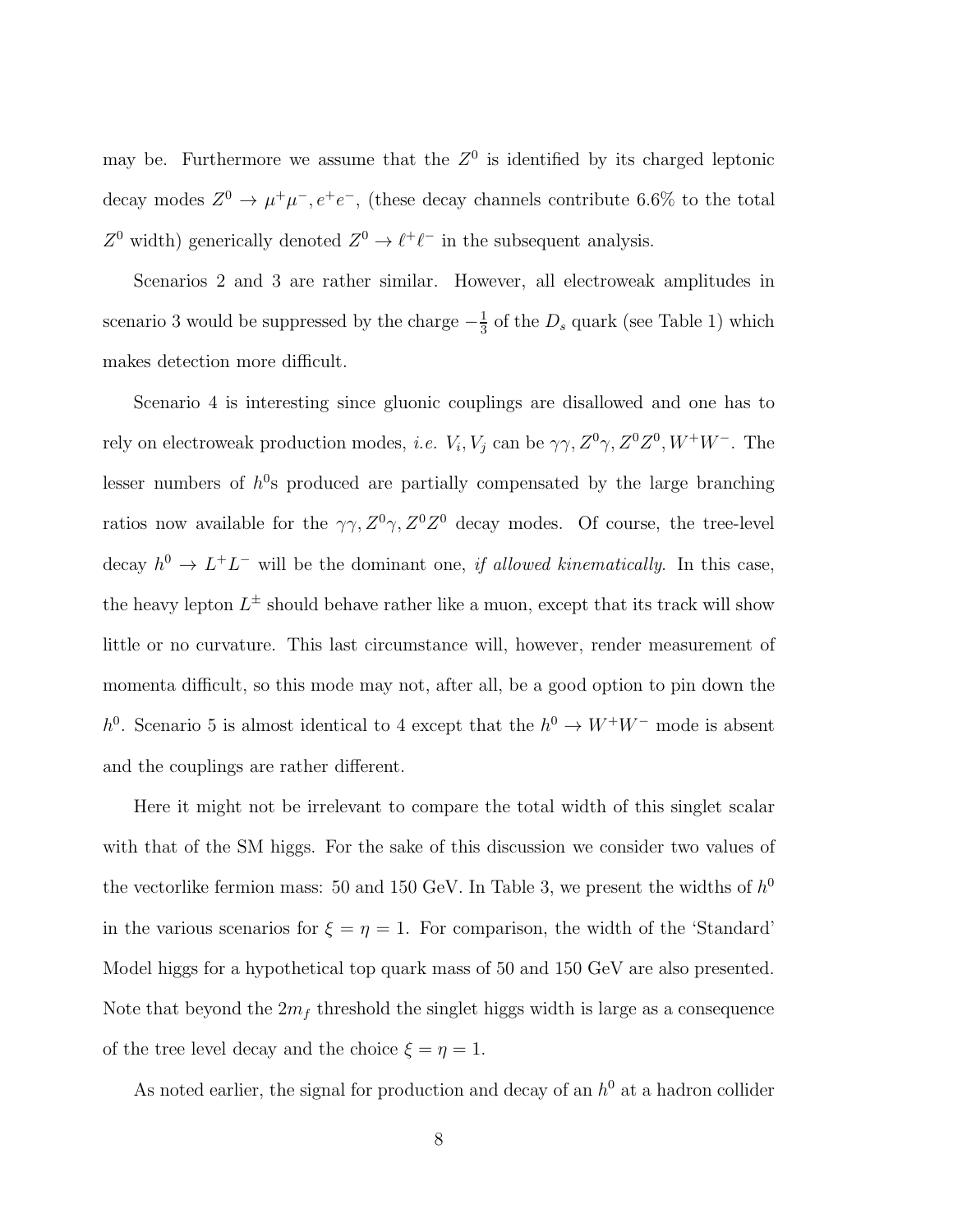may be. Furthermore we assume that the $Z^0$ is identified by its charged leptonic decay modes $Z^0 \to \mu^+\mu^-, e^+e^-$, (these decay channels contribute 6.6% to the total $Z^0$ width) generically denoted $Z^0 \to \ell^+\ell^-$ in the subsequent analysis.

Scenarios 2 and 3 are rather similar. However, all electroweak amplitudes in scenario 3 would be suppressed by the charge $-\frac{1}{3}$ of the $D_s$ quark (see Table 1) which makes detection more difficult.

Scenario 4 is interesting since gluonic couplings are disallowed and one has to rely on electroweak production modes, *i.e.* $V_i, V_j$ can be $\gamma\gamma, Z^0\gamma, Z^0Z^0, W^+W^-$. The lesser numbers of $h^0$s produced are partially compensated by the large branching ratios now available for the $\gamma\gamma, Z^0\gamma, Z^0Z^0$ decay modes. Of course, the tree-level decay $h^0 \to L^+L^-$ will be the dominant one, *if allowed kinematically*. In this case, the heavy lepton $L^\pm$ should behave rather like a muon, except that its track will show little or no curvature. This last circumstance will, however, render measurement of momenta difficult, so this mode may not, after all, be a good option to pin down the $h^0$. Scenario 5 is almost identical to 4 except that the $h^0 \to W^+W^-$ mode is absent and the couplings are rather different.

Here it might not be irrelevant to compare the total width of this singlet scalar with that of the SM higgs. For the sake of this discussion we consider two values of the vectorlike fermion mass: 50 and 150 GeV. In Table 3, we present the widths of $h^0$ in the various scenarios for $\xi = \eta = 1$. For comparison, the width of the 'Standard' Model higgs for a hypothetical top quark mass of 50 and 150 GeV are also presented. Note that beyond the $2m_f$ threshold the singlet higgs width is large as a consequence of the tree level decay and the choice $\xi = \eta = 1$.

As noted earlier, the signal for production and decay of an $h^0$ at a hadron collider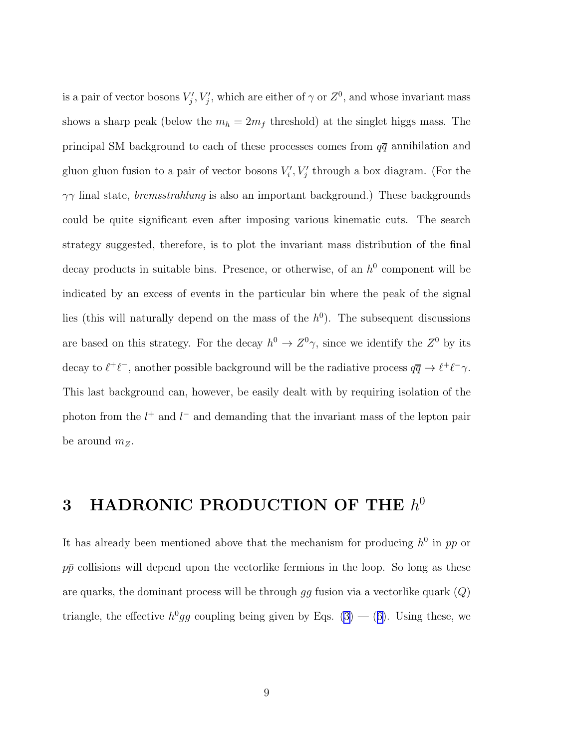is a pair of vector bosons $V_j', V_j'$, which are either of $\gamma$ or $Z^0$, and whose invariant mass shows a sharp peak (below the $m_h = 2m_f$ threshold) at the singlet higgs mass. The principal SM background to each of these processes comes from $q\overline{q}$ annihilation and gluon gluon fusion to a pair of vector bosons $V_i', V_j'$ through a box diagram. (For the $\gamma\gamma$ final state, *bremsstrahlung* is also an important background.) These backgrounds could be quite significant even after imposing various kinematic cuts. The search strategy suggested, therefore, is to plot the invariant mass distribution of the final decay products in suitable bins. Presence, or otherwise, of an $h^0$ component will be indicated by an excess of events in the particular bin where the peak of the signal lies (this will naturally depend on the mass of the $h^0$). The subsequent discussions are based on this strategy. For the decay $h^0 \to Z^0\gamma$, since we identify the $Z^0$ by its decay to $\ell^+\ell^-$, another possible background will be the radiative process $q\overline{q} \to \ell^+\ell^-\gamma$. This last background can, however, be easily dealt with by requiring isolation of the photon from the $l^+$ and $l^-$ and demanding that the invariant mass of the lepton pair be around $m_Z$.

# 3 HADRONIC PRODUCTION OF THE $h^0$

It has already been mentioned above that the mechanism for producing $h^0$ in $pp$ or $p\bar{p}$ collisions will depend upon the vectorlike fermions in the loop. So long as these are quarks, the dominant process will be through $gg$ fusion via a vectorlike quark ($Q$) triangle, the effective $h^0gg$ coupling being given by Eqs. (3) — (6). Using these, we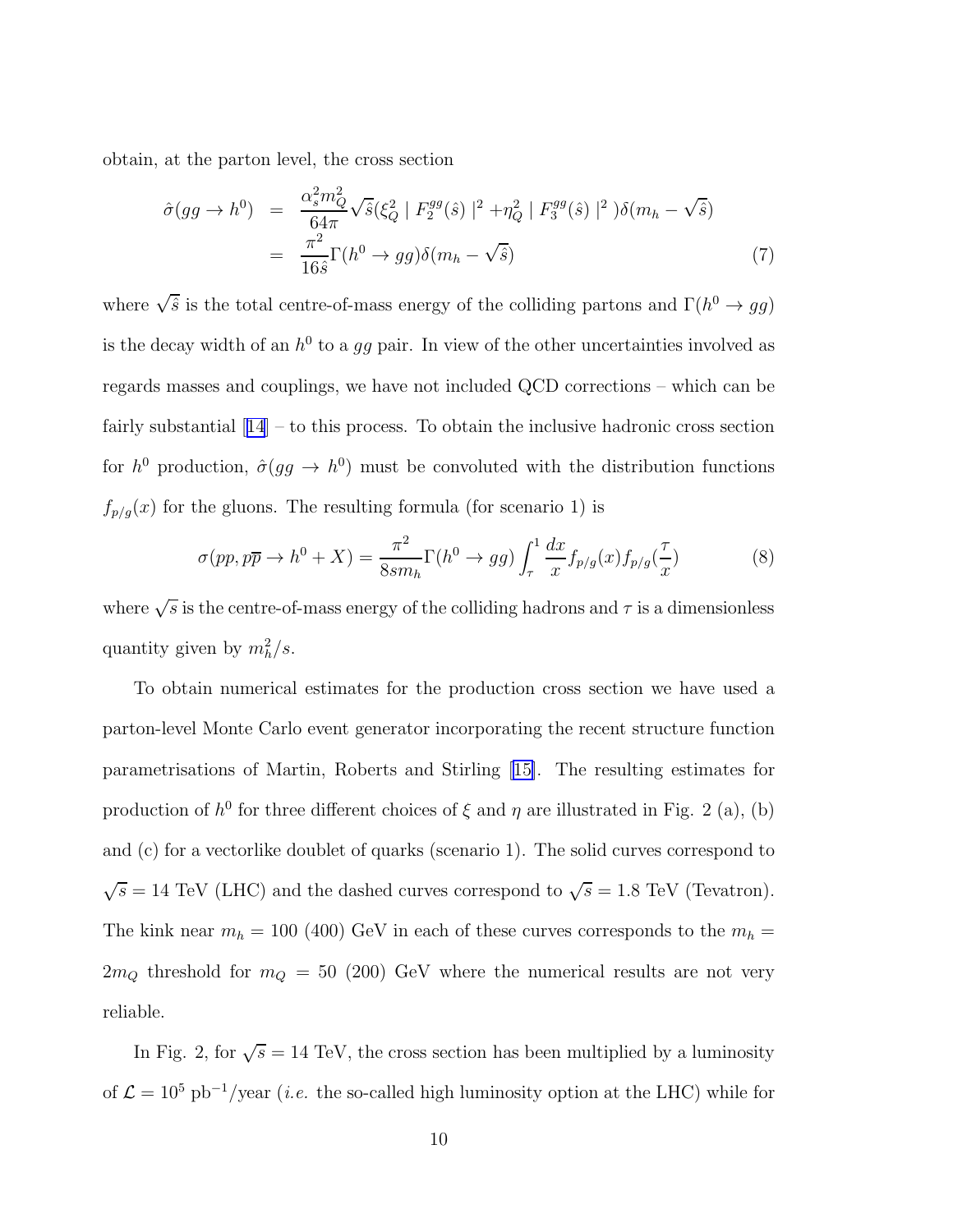obtain, at the parton level, the cross section

$$
\begin{aligned}
\hat{\sigma}(gg \to h^0) &= \frac{\alpha_s^2 m_Q^2}{64\pi}\sqrt{\hat{s}}(\xi_Q^2 \mid F_2^{gg}(\hat{s}) \mid^2 + \eta_Q^2 \mid F_3^{gg}(\hat{s}) \mid^2)\delta(m_h - \sqrt{\hat{s}}) \\
&= \frac{\pi^2}{16\hat{s}}\Gamma(h^0 \to gg)\delta(m_h - \sqrt{\hat{s}})
\end{aligned}
\tag{7}
$$

where $\sqrt{\hat{s}}$ is the total centre-of-mass energy of the colliding partons and $\Gamma(h^0 \to gg)$ is the decay width of an $h^0$ to a $gg$ pair. In view of the other uncertainties involved as regards masses and couplings, we have not included QCD corrections – which can be fairly substantial [14] – to this process. To obtain the inclusive hadronic cross section for $h^0$ production, $\hat{\sigma}(gg \to h^0)$ must be convoluted with the distribution functions $f_{p/g}(x)$ for the gluons. The resulting formula (for scenario 1) is

$$
\sigma(pp, p\overline{p} \to h^0 + X) = \frac{\pi^2}{8sm_h}\Gamma(h^0 \to gg)\int_\tau^1 \frac{dx}{x} f_{p/g}(x) f_{p/g}(\frac{\tau}{x})
\tag{8}
$$

where $\sqrt{s}$ is the centre-of-mass energy of the colliding hadrons and $\tau$ is a dimensionless quantity given by $m_h^2/s$.

To obtain numerical estimates for the production cross section we have used a parton-level Monte Carlo event generator incorporating the recent structure function parametrisations of Martin, Roberts and Stirling [15]. The resulting estimates for production of $h^0$ for three different choices of $\xi$ and $\eta$ are illustrated in Fig. 2 (a), (b) and (c) for a vectorlike doublet of quarks (scenario 1). The solid curves correspond to $\sqrt{s} = 14$ TeV (LHC) and the dashed curves correspond to $\sqrt{s} = 1.8$ TeV (Tevatron). The kink near $m_h = 100$ (400) GeV in each of these curves corresponds to the $m_h = 2m_Q$ threshold for $m_Q = 50$ (200) GeV where the numerical results are not very reliable.

In Fig. 2, for $\sqrt{s} = 14$ TeV, the cross section has been multiplied by a luminosity of $\mathcal{L} = 10^5$ pb$^{-1}$/year (*i.e.* the so-called high luminosity option at the LHC) while for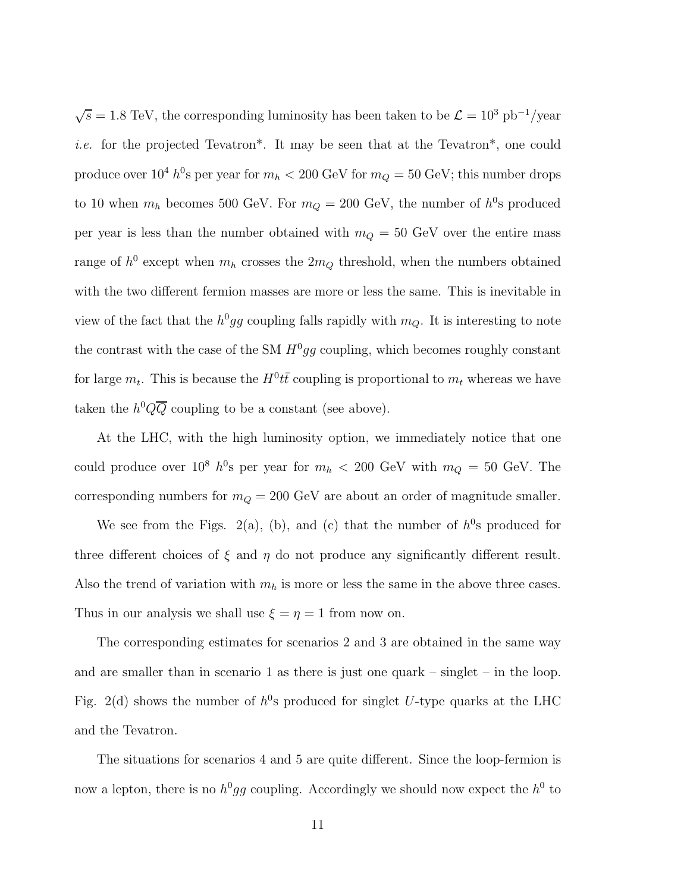$\sqrt{s} = 1.8$ TeV, the corresponding luminosity has been taken to be $\mathcal{L} = 10^3$ pb$^{-1}$/year *i.e.* for the projected Tevatron*. It may be seen that at the Tevatron*, one could produce over $10^4$ $h^0$s per year for $m_h < 200$ GeV for $m_Q = 50$ GeV; this number drops to 10 when $m_h$ becomes 500 GeV. For $m_Q = 200$ GeV, the number of $h^0$s produced per year is less than the number obtained with $m_Q = 50$ GeV over the entire mass range of $h^0$ except when $m_h$ crosses the $2m_Q$ threshold, when the numbers obtained with the two different fermion masses are more or less the same. This is inevitable in view of the fact that the $h^0gg$ coupling falls rapidly with $m_Q$. It is interesting to note the contrast with the case of the SM $H^0gg$ coupling, which becomes roughly constant for large $m_t$. This is because the $H^0t\bar{t}$ coupling is proportional to $m_t$ whereas we have taken the $h^0Q\overline{Q}$ coupling to be a constant (see above).

At the LHC, with the high luminosity option, we immediately notice that one could produce over $10^8$ $h^0$s per year for $m_h < 200$ GeV with $m_Q = 50$ GeV. The corresponding numbers for $m_Q = 200$ GeV are about an order of magnitude smaller.

We see from the Figs. 2(a), (b), and (c) that the number of $h^0$s produced for three different choices of $\xi$ and $\eta$ do not produce any significantly different result. Also the trend of variation with $m_h$ is more or less the same in the above three cases. Thus in our analysis we shall use $\xi = \eta = 1$ from now on.

The corresponding estimates for scenarios 2 and 3 are obtained in the same way and are smaller than in scenario 1 as there is just one quark – singlet – in the loop. Fig. 2(d) shows the number of $h^0$s produced for singlet $U$-type quarks at the LHC and the Tevatron.

The situations for scenarios 4 and 5 are quite different. Since the loop-fermion is now a lepton, there is no $h^0gg$ coupling. Accordingly we should now expect the $h^0$ to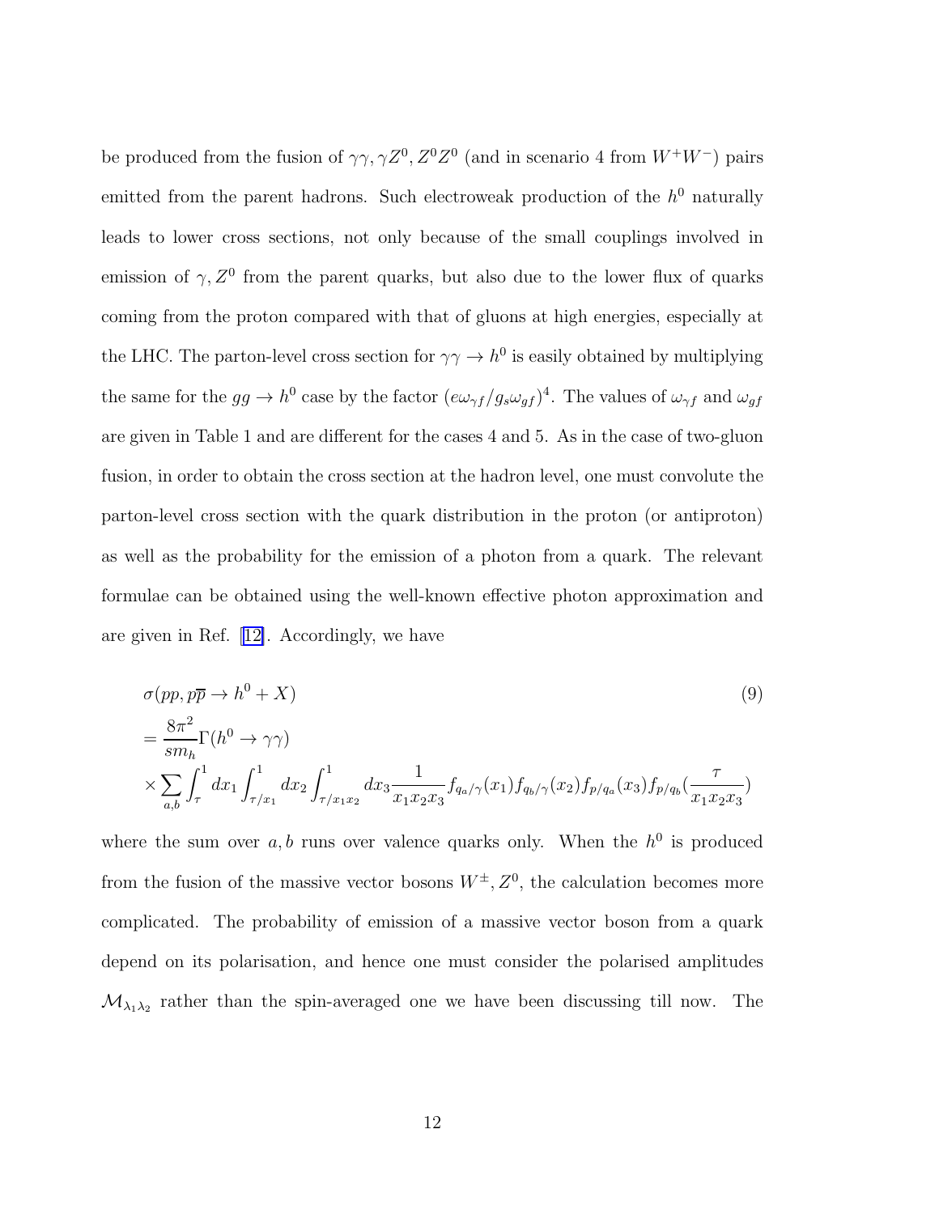be produced from the fusion of $\gamma\gamma, \gamma Z^0, Z^0 Z^0$ (and in scenario 4 from $W^+W^-$) pairs emitted from the parent hadrons. Such electroweak production of the $h^0$ naturally leads to lower cross sections, not only because of the small couplings involved in emission of $\gamma, Z^0$ from the parent quarks, but also due to the lower flux of quarks coming from the proton compared with that of gluons at high energies, especially at the LHC. The parton-level cross section for $\gamma\gamma \to h^0$ is easily obtained by multiplying the same for the $gg \to h^0$ case by the factor $(e\omega_{\gamma f}/g_s\omega_{gf})^4$. The values of $\omega_{\gamma f}$ and $\omega_{gf}$ are given in Table 1 and are different for the cases 4 and 5. As in the case of two-gluon fusion, in order to obtain the cross section at the hadron level, one must convolute the parton-level cross section with the quark distribution in the proton (or antiproton) as well as the probability for the emission of a photon from a quark. The relevant formulae can be obtained using the well-known effective photon approximation and are given in Ref. [12]. Accordingly, we have

$$
\begin{aligned}
&\sigma(pp, p\overline{p} \to h^0 + X) \qquad\qquad (9)\\
&= \frac{8\pi^2}{s m_h}\Gamma(h^0 \to \gamma\gamma) \\
&\times \sum_{a,b} \int_{\tau}^{1} dx_1 \int_{\tau/x_1}^{1} dx_2 \int_{\tau/x_1 x_2}^{1} dx_3 \frac{1}{x_1 x_2 x_3} f_{q_a/\gamma}(x_1) f_{q_b/\gamma}(x_2) f_{p/q_a}(x_3) f_{p/q_b}\left(\frac{\tau}{x_1 x_2 x_3}\right)
\end{aligned}
$$

where the sum over $a, b$ runs over valence quarks only. When the $h^0$ is produced from the fusion of the massive vector bosons $W^\pm, Z^0$, the calculation becomes more complicated. The probability of emission of a massive vector boson from a quark depend on its polarisation, and hence one must consider the polarised amplitudes $\mathcal{M}_{\lambda_1\lambda_2}$ rather than the spin-averaged one we have been discussing till now. The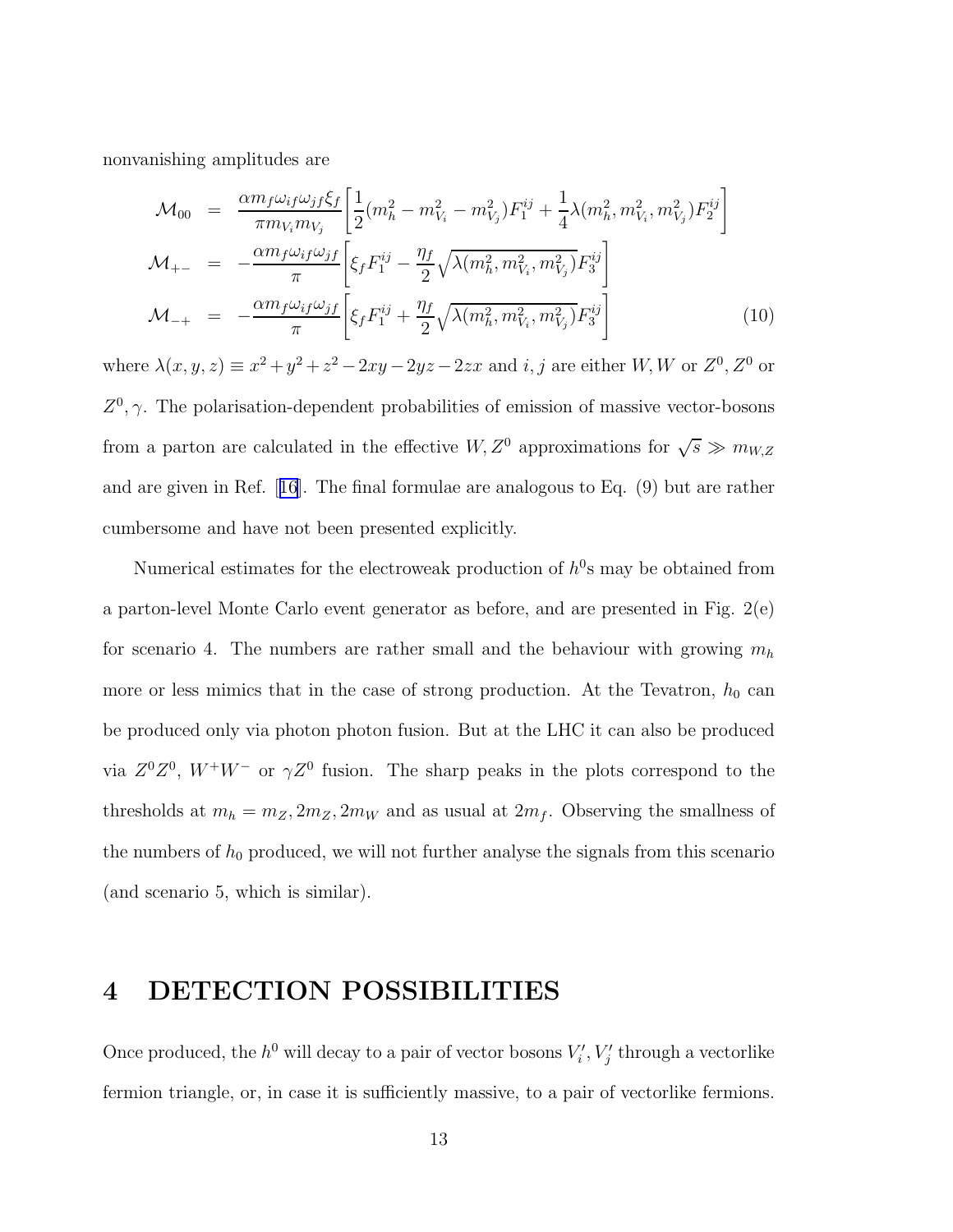nonvanishing amplitudes are

$$
\begin{aligned}
\mathcal{M}_{00} &= \frac{\alpha m_f \omega_{if} \omega_{jf} \xi_f}{\pi m_{V_i} m_{V_j}} \left[ \frac{1}{2}(m_h^2 - m_{V_i}^2 - m_{V_j}^2) F_1^{ij} + \frac{1}{4} \lambda(m_h^2, m_{V_i}^2, m_{V_j}^2) F_2^{ij} \right] \\
\mathcal{M}_{+-} &= -\frac{\alpha m_f \omega_{if} \omega_{jf}}{\pi} \left[ \xi_f F_1^{ij} - \frac{\eta_f}{2} \sqrt{\lambda(m_h^2, m_{V_i}^2, m_{V_j}^2)} F_3^{ij} \right] \\
\mathcal{M}_{-+} &= -\frac{\alpha m_f \omega_{if} \omega_{jf}}{\pi} \left[ \xi_f F_1^{ij} + \frac{\eta_f}{2} \sqrt{\lambda(m_h^2, m_{V_i}^2, m_{V_j}^2)} F_3^{ij} \right]
\end{aligned}
\tag{10}
$$

where $\lambda(x, y, z) \equiv x^2 + y^2 + z^2 - 2xy - 2yz - 2zx$ and $i, j$ are either $W, W$ or $Z^0, Z^0$ or $Z^0, \gamma$. The polarisation-dependent probabilities of emission of massive vector-bosons from a parton are calculated in the effective $W, Z^0$ approximations for $\sqrt{s} \gg m_{W,Z}$ and are given in Ref. [16]. The final formulae are analogous to Eq. (9) but are rather cumbersome and have not been presented explicitly.

Numerical estimates for the electroweak production of $h^0$s may be obtained from a parton-level Monte Carlo event generator as before, and are presented in Fig. 2(e) for scenario 4. The numbers are rather small and the behaviour with growing $m_h$ more or less mimics that in the case of strong production. At the Tevatron, $h_0$ can be produced only via photon photon fusion. But at the LHC it can also be produced via $Z^0Z^0$, $W^+W^-$ or $\gamma Z^0$ fusion. The sharp peaks in the plots correspond to the thresholds at $m_h = m_Z, 2m_Z, 2m_W$ and as usual at $2m_f$. Observing the smallness of the numbers of $h_0$ produced, we will not further analyse the signals from this scenario (and scenario 5, which is similar).

# 4 DETECTION POSSIBILITIES

Once produced, the $h^0$ will decay to a pair of vector bosons $V_i', V_j'$ through a vectorlike fermion triangle, or, in case it is sufficiently massive, to a pair of vectorlike fermions.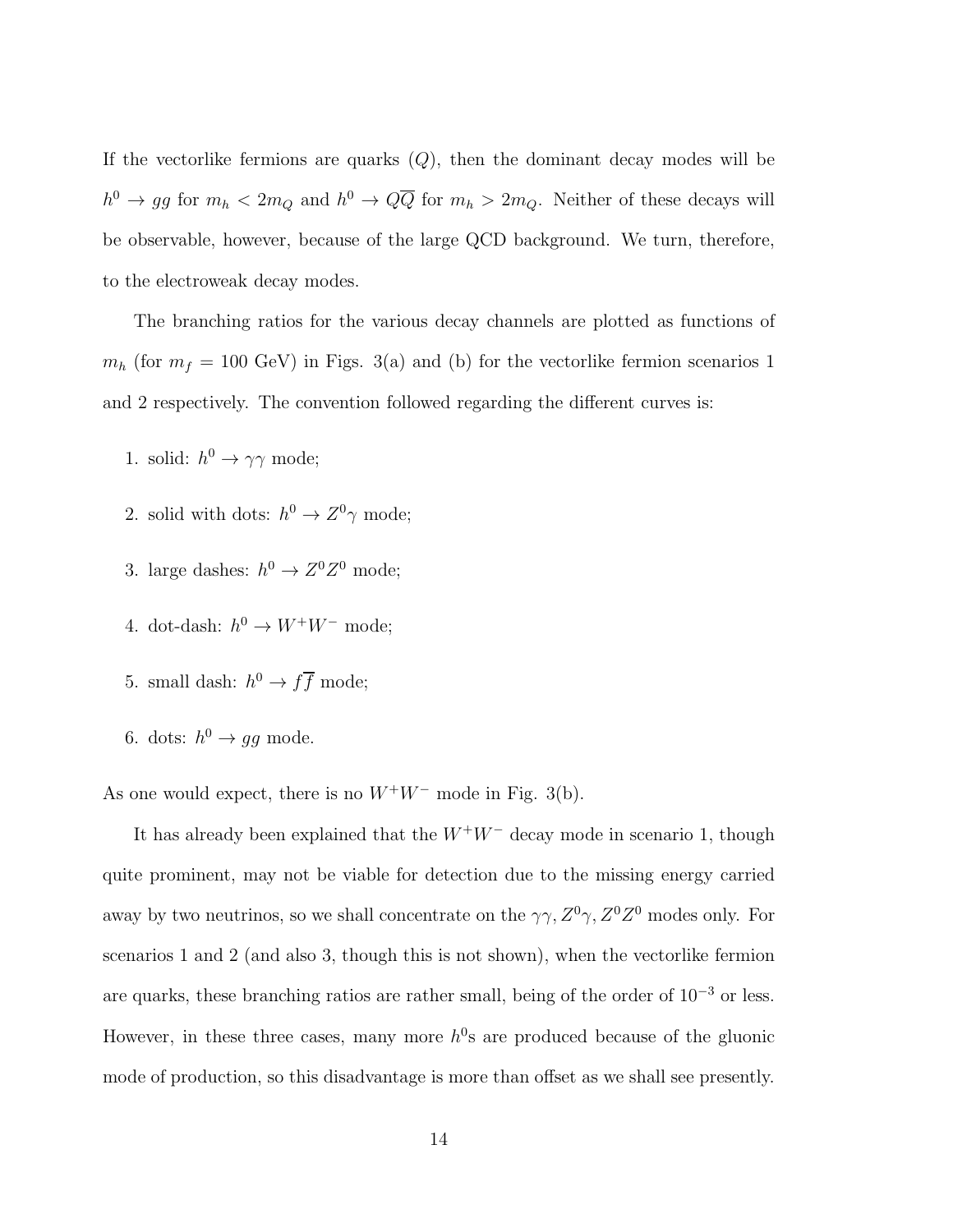If the vectorlike fermions are quarks ($Q$), then the dominant decay modes will be $h^0 \to gg$ for $m_h < 2m_Q$ and $h^0 \to Q\overline{Q}$ for $m_h > 2m_Q$. Neither of these decays will be observable, however, because of the large QCD background. We turn, therefore, to the electroweak decay modes.

The branching ratios for the various decay channels are plotted as functions of $m_h$ (for $m_f = 100$ GeV) in Figs. 3(a) and (b) for the vectorlike fermion scenarios 1 and 2 respectively. The convention followed regarding the different curves is:

1. solid: $h^0 \to \gamma\gamma$ mode;

2. solid with dots: $h^0 \to Z^0\gamma$ mode;

3. large dashes: $h^0 \to Z^0Z^0$ mode;

4. dot-dash: $h^0 \to W^+W^-$ mode;

5. small dash: $h^0 \to f\overline{f}$ mode;

6. dots: $h^0 \to gg$ mode.

As one would expect, there is no $W^+W^-$ mode in Fig. 3(b).

It has already been explained that the $W^+W^-$ decay mode in scenario 1, though quite prominent, may not be viable for detection due to the missing energy carried away by two neutrinos, so we shall concentrate on the $\gamma\gamma, Z^0\gamma, Z^0Z^0$ modes only. For scenarios 1 and 2 (and also 3, though this is not shown), when the vectorlike fermion are quarks, these branching ratios are rather small, being of the order of $10^{-3}$ or less. However, in these three cases, many more $h^0$s are produced because of the gluonic mode of production, so this disadvantage is more than offset as we shall see presently.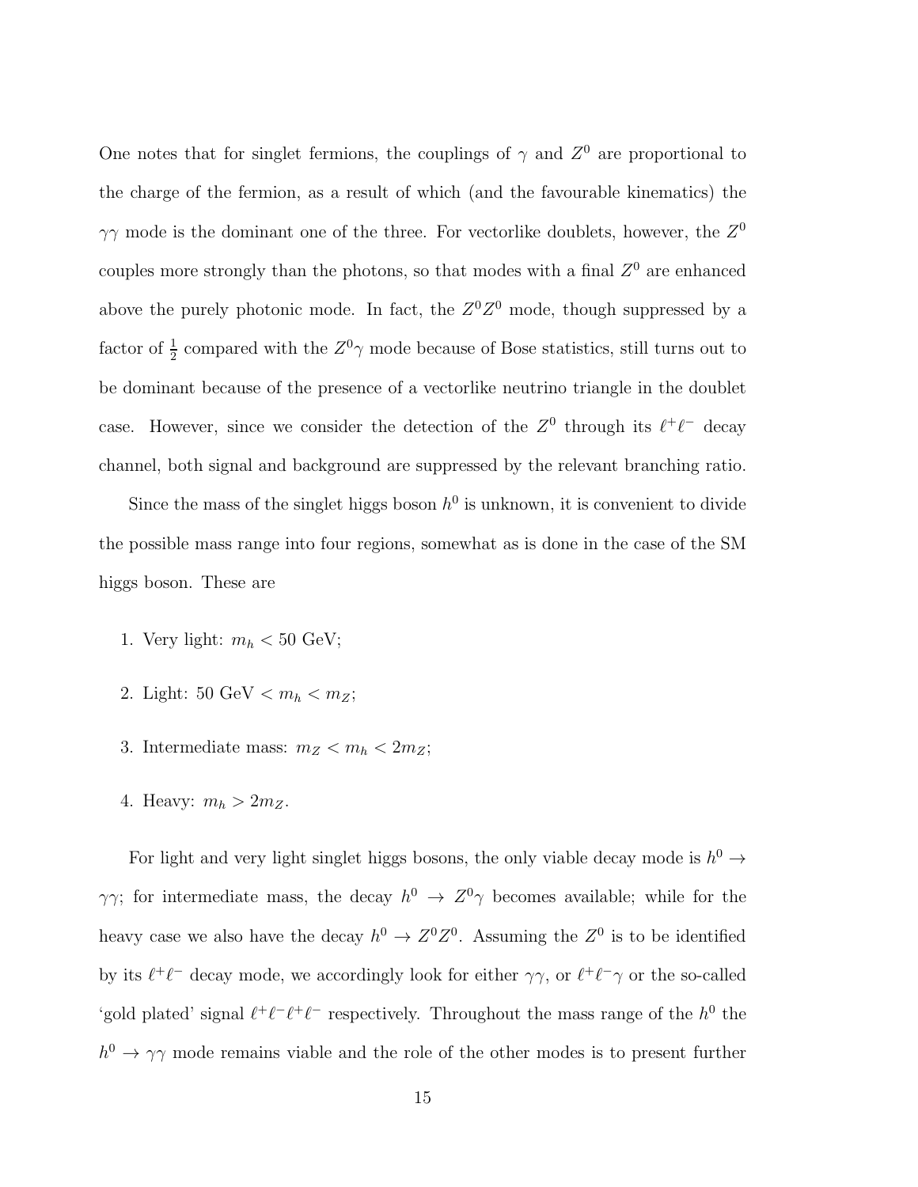One notes that for singlet fermions, the couplings of $\gamma$ and $Z^0$ are proportional to the charge of the fermion, as a result of which (and the favourable kinematics) the $\gamma\gamma$ mode is the dominant one of the three. For vectorlike doublets, however, the $Z^0$ couples more strongly than the photons, so that modes with a final $Z^0$ are enhanced above the purely photonic mode. In fact, the $Z^0 Z^0$ mode, though suppressed by a factor of $\frac{1}{2}$ compared with the $Z^0\gamma$ mode because of Bose statistics, still turns out to be dominant because of the presence of a vectorlike neutrino triangle in the doublet case. However, since we consider the detection of the $Z^0$ through its $\ell^+\ell^-$ decay channel, both signal and background are suppressed by the relevant branching ratio.

Since the mass of the singlet higgs boson $h^0$ is unknown, it is convenient to divide the possible mass range into four regions, somewhat as is done in the case of the SM higgs boson. These are

1. Very light: $m_h < 50$ GeV;
2. Light: $50 \text{ GeV} < m_h < m_Z$;
3. Intermediate mass: $m_Z < m_h < 2m_Z$;
4. Heavy: $m_h > 2m_Z$.

For light and very light singlet higgs bosons, the only viable decay mode is $h^0 \to \gamma\gamma$; for intermediate mass, the decay $h^0 \to Z^0\gamma$ becomes available; while for the heavy case we also have the decay $h^0 \to Z^0 Z^0$. Assuming the $Z^0$ is to be identified by its $\ell^+\ell^-$ decay mode, we accordingly look for either $\gamma\gamma$, or $\ell^+\ell^-\gamma$ or the so-called 'gold plated' signal $\ell^+\ell^-\ell^+\ell^-$ respectively. Throughout the mass range of the $h^0$ the $h^0 \to \gamma\gamma$ mode remains viable and the role of the other modes is to present further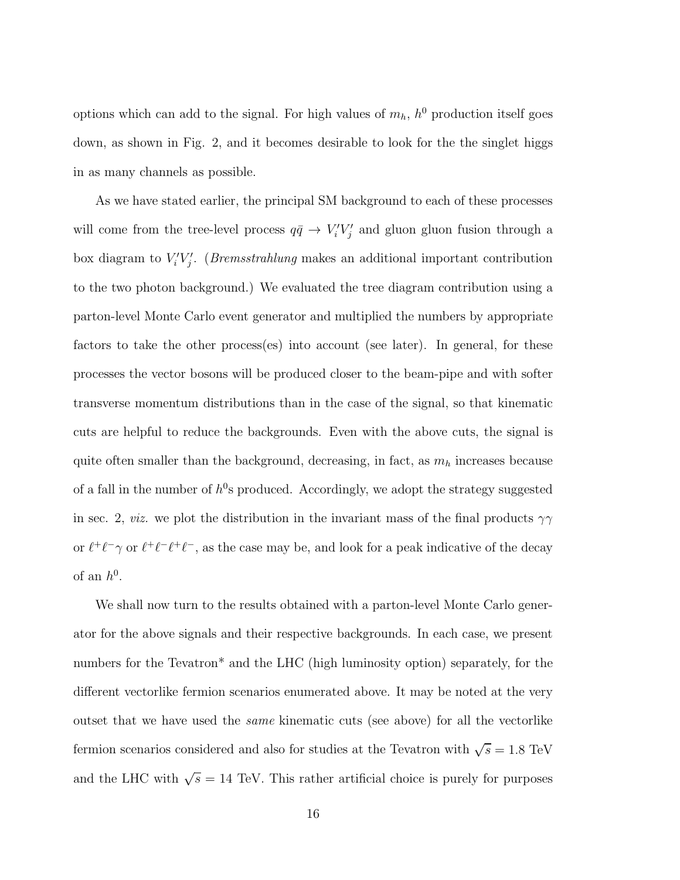options which can add to the signal. For high values of $m_h$, $h^0$ production itself goes down, as shown in Fig. 2, and it becomes desirable to look for the the singlet higgs in as many channels as possible.

As we have stated earlier, the principal SM background to each of these processes will come from the tree-level process $q\bar{q} \to V_i' V_j'$ and gluon gluon fusion through a box diagram to $V_i' V_j'$. (*Bremsstrahlung* makes an additional important contribution to the two photon background.) We evaluated the tree diagram contribution using a parton-level Monte Carlo event generator and multiplied the numbers by appropriate factors to take the other process(es) into account (see later). In general, for these processes the vector bosons will be produced closer to the beam-pipe and with softer transverse momentum distributions than in the case of the signal, so that kinematic cuts are helpful to reduce the backgrounds. Even with the above cuts, the signal is quite often smaller than the background, decreasing, in fact, as $m_h$ increases because of a fall in the number of $h^0$s produced. Accordingly, we adopt the strategy suggested in sec. 2, *viz.* we plot the distribution in the invariant mass of the final products $\gamma\gamma$ or $\ell^+\ell^-\gamma$ or $\ell^+\ell^-\ell^+\ell^-$, as the case may be, and look for a peak indicative of the decay of an $h^0$.

We shall now turn to the results obtained with a parton-level Monte Carlo generator for the above signals and their respective backgrounds. In each case, we present numbers for the Tevatron* and the LHC (high luminosity option) separately, for the different vectorlike fermion scenarios enumerated above. It may be noted at the very outset that we have used the *same* kinematic cuts (see above) for all the vectorlike fermion scenarios considered and also for studies at the Tevatron with $\sqrt{s} = 1.8$ TeV and the LHC with $\sqrt{s} = 14$ TeV. This rather artificial choice is purely for purposes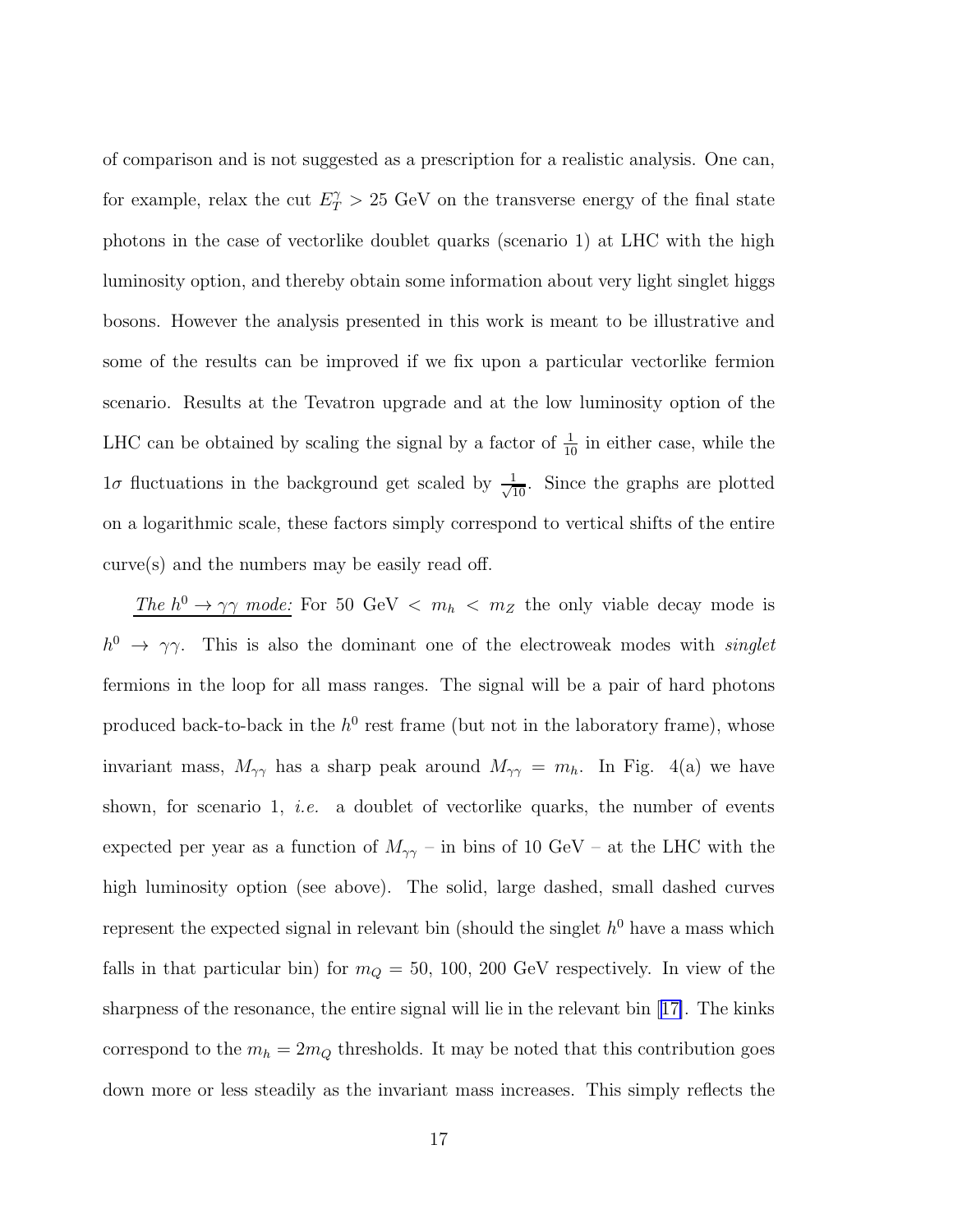of comparison and is not suggested as a prescription for a realistic analysis. One can, for example, relax the cut $E_T^\gamma > 25$ GeV on the transverse energy of the final state photons in the case of vectorlike doublet quarks (scenario 1) at LHC with the high luminosity option, and thereby obtain some information about very light singlet higgs bosons. However the analysis presented in this work is meant to be illustrative and some of the results can be improved if we fix upon a particular vectorlike fermion scenario. Results at the Tevatron upgrade and at the low luminosity option of the LHC can be obtained by scaling the signal by a factor of $\frac{1}{10}$ in either case, while the $1\sigma$ fluctuations in the background get scaled by $\frac{1}{\sqrt{10}}$. Since the graphs are plotted on a logarithmic scale, these factors simply correspond to vertical shifts of the entire curve(s) and the numbers may be easily read off.

*The $h^0 \to \gamma\gamma$ mode:* For 50 GeV $< m_h < m_Z$ the only viable decay mode is $h^0 \to \gamma\gamma$. This is also the dominant one of the electroweak modes with *singlet* fermions in the loop for all mass ranges. The signal will be a pair of hard photons produced back-to-back in the $h^0$ rest frame (but not in the laboratory frame), whose invariant mass, $M_{\gamma\gamma}$ has a sharp peak around $M_{\gamma\gamma} = m_h$. In Fig. 4(a) we have shown, for scenario 1, *i.e.* a doublet of vectorlike quarks, the number of events expected per year as a function of $M_{\gamma\gamma}$ – in bins of 10 GeV – at the LHC with the high luminosity option (see above). The solid, large dashed, small dashed curves represent the expected signal in relevant bin (should the singlet $h^0$ have a mass which falls in that particular bin) for $m_Q = 50, 100, 200$ GeV respectively. In view of the sharpness of the resonance, the entire signal will lie in the relevant bin [17]. The kinks correspond to the $m_h = 2m_Q$ thresholds. It may be noted that this contribution goes down more or less steadily as the invariant mass increases. This simply reflects the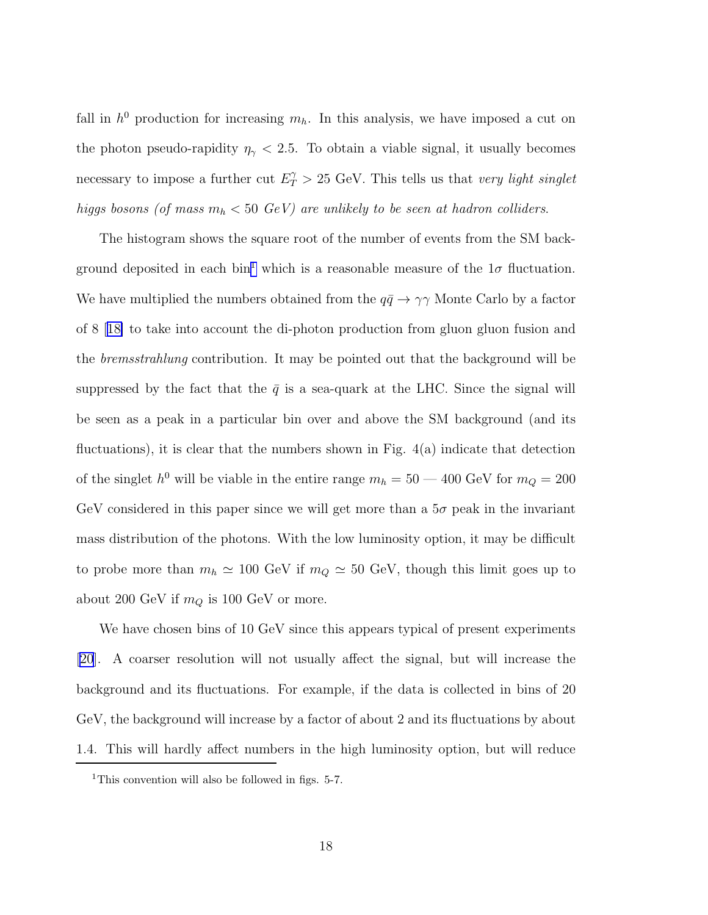fall in $h^0$ production for increasing $m_h$. In this analysis, we have imposed a cut on the photon pseudo-rapidity $\eta_\gamma < 2.5$. To obtain a viable signal, it usually becomes necessary to impose a further cut $E_T^\gamma > 25$ GeV. This tells us that *very light singlet higgs bosons (of mass $m_h < 50$ GeV) are unlikely to be seen at hadron colliders*.

The histogram shows the square root of the number of events from the SM background deposited in each bin[1] which is a reasonable measure of the $1\sigma$ fluctuation. We have multiplied the numbers obtained from the $q\bar{q} \to \gamma\gamma$ Monte Carlo by a factor of 8 [18] to take into account the di-photon production from gluon gluon fusion and the *bremsstrahlung* contribution. It may be pointed out that the background will be suppressed by the fact that the $\bar{q}$ is a sea-quark at the LHC. Since the signal will be seen as a peak in a particular bin over and above the SM background (and its fluctuations), it is clear that the numbers shown in Fig. 4(a) indicate that detection of the singlet $h^0$ will be viable in the entire range $m_h = 50$ — $400$ GeV for $m_Q = 200$ GeV considered in this paper since we will get more than a $5\sigma$ peak in the invariant mass distribution of the photons. With the low luminosity option, it may be difficult to probe more than $m_h \simeq 100$ GeV if $m_Q \simeq 50$ GeV, though this limit goes up to about 200 GeV if $m_Q$ is 100 GeV or more.

We have chosen bins of 10 GeV since this appears typical of present experiments [20]. A coarser resolution will not usually affect the signal, but will increase the background and its fluctuations. For example, if the data is collected in bins of 20 GeV, the background will increase by a factor of about 2 and its fluctuations by about 1.4. This will hardly affect numbers in the high luminosity option, but will reduce

[1] This convention will also be followed in figs. 5-7.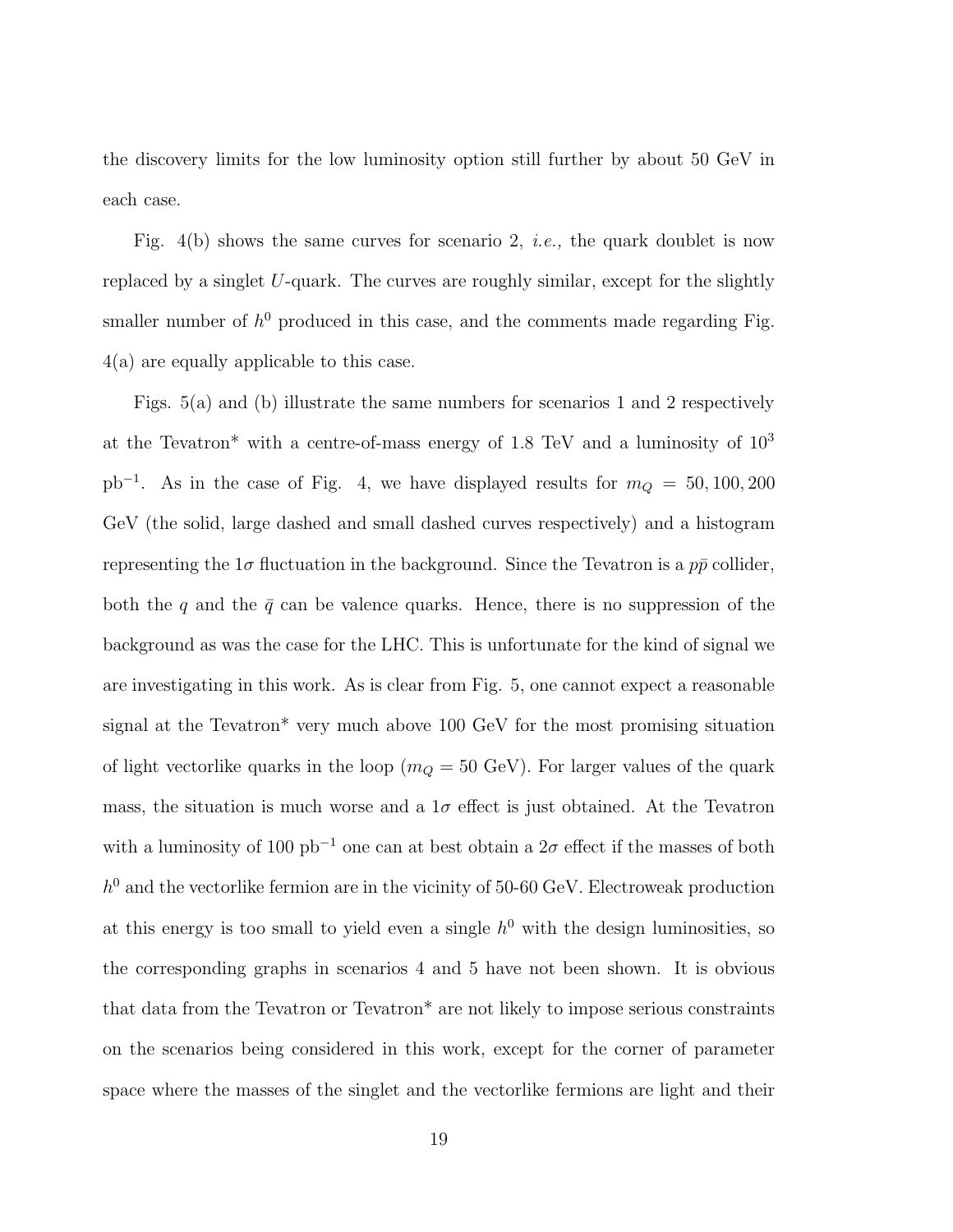the discovery limits for the low luminosity option still further by about 50 GeV in each case.

Fig. 4(b) shows the same curves for scenario 2, *i.e.,* the quark doublet is now replaced by a singlet $U$-quark. The curves are roughly similar, except for the slightly smaller number of $h^0$ produced in this case, and the comments made regarding Fig. 4(a) are equally applicable to this case.

Figs. 5(a) and (b) illustrate the same numbers for scenarios 1 and 2 respectively at the Tevatron* with a centre-of-mass energy of 1.8 TeV and a luminosity of $10^3$ pb$^{-1}$. As in the case of Fig. 4, we have displayed results for $m_Q = 50, 100, 200$ GeV (the solid, large dashed and small dashed curves respectively) and a histogram representing the $1\sigma$ fluctuation in the background. Since the Tevatron is a $p\bar{p}$ collider, both the $q$ and the $\bar{q}$ can be valence quarks. Hence, there is no suppression of the background as was the case for the LHC. This is unfortunate for the kind of signal we are investigating in this work. As is clear from Fig. 5, one cannot expect a reasonable signal at the Tevatron* very much above 100 GeV for the most promising situation of light vectorlike quarks in the loop ($m_Q = 50$ GeV). For larger values of the quark mass, the situation is much worse and a $1\sigma$ effect is just obtained. At the Tevatron with a luminosity of 100 pb$^{-1}$ one can at best obtain a $2\sigma$ effect if the masses of both $h^0$ and the vectorlike fermion are in the vicinity of 50-60 GeV. Electroweak production at this energy is too small to yield even a single $h^0$ with the design luminosities, so the corresponding graphs in scenarios 4 and 5 have not been shown. It is obvious that data from the Tevatron or Tevatron* are not likely to impose serious constraints on the scenarios being considered in this work, except for the corner of parameter space where the masses of the singlet and the vectorlike fermions are light and their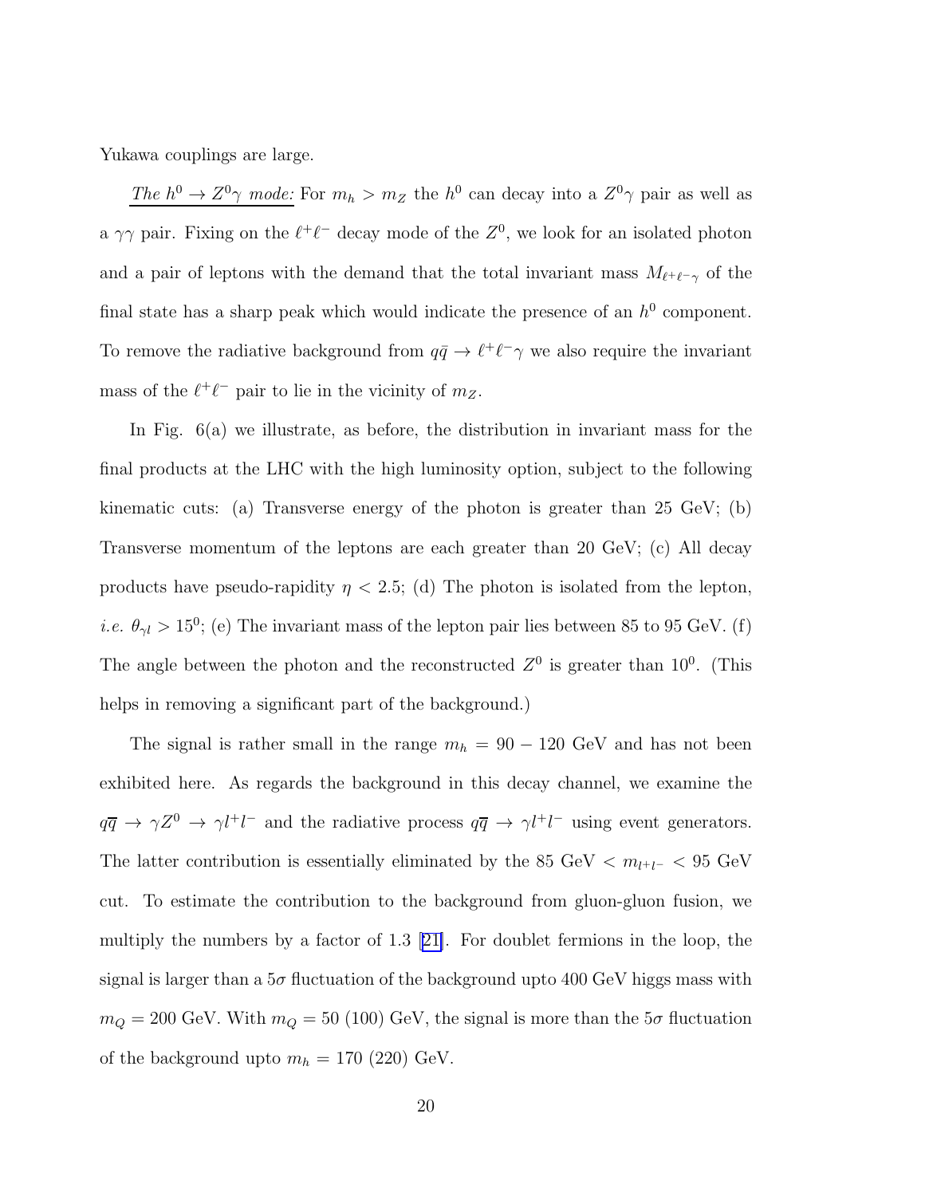Yukawa couplings are large.

*The $h^0 \to Z^0\gamma$ mode:* For $m_h > m_Z$ the $h^0$ can decay into a $Z^0\gamma$ pair as well as a $\gamma\gamma$ pair. Fixing on the $\ell^+\ell^-$ decay mode of the $Z^0$, we look for an isolated photon and a pair of leptons with the demand that the total invariant mass $M_{\ell^+\ell^-\gamma}$ of the final state has a sharp peak which would indicate the presence of an $h^0$ component. To remove the radiative background from $q\bar{q} \to \ell^+\ell^-\gamma$ we also require the invariant mass of the $\ell^+\ell^-$ pair to lie in the vicinity of $m_Z$.

In Fig. 6(a) we illustrate, as before, the distribution in invariant mass for the final products at the LHC with the high luminosity option, subject to the following kinematic cuts: (a) Transverse energy of the photon is greater than 25 GeV; (b) Transverse momentum of the leptons are each greater than 20 GeV; (c) All decay products have pseudo-rapidity $\eta < 2.5$; (d) The photon is isolated from the lepton, *i.e.* $\theta_{\gamma l} > 15^0$; (e) The invariant mass of the lepton pair lies between 85 to 95 GeV. (f) The angle between the photon and the reconstructed $Z^0$ is greater than $10^0$. (This helps in removing a significant part of the background.)

The signal is rather small in the range $m_h = 90 - 120$ GeV and has not been exhibited here. As regards the background in this decay channel, we examine the $q\overline{q} \to \gamma Z^0 \to \gamma l^+ l^-$ and the radiative process $q\overline{q} \to \gamma l^+ l^-$ using event generators. The latter contribution is essentially eliminated by the 85 GeV $< m_{l^+l^-} <$ 95 GeV cut. To estimate the contribution to the background from gluon-gluon fusion, we multiply the numbers by a factor of 1.3 [21]. For doublet fermions in the loop, the signal is larger than a $5\sigma$ fluctuation of the background upto 400 GeV higgs mass with $m_Q = 200$ GeV. With $m_Q = 50$ (100) GeV, the signal is more than the $5\sigma$ fluctuation of the background upto $m_h = 170$ (220) GeV.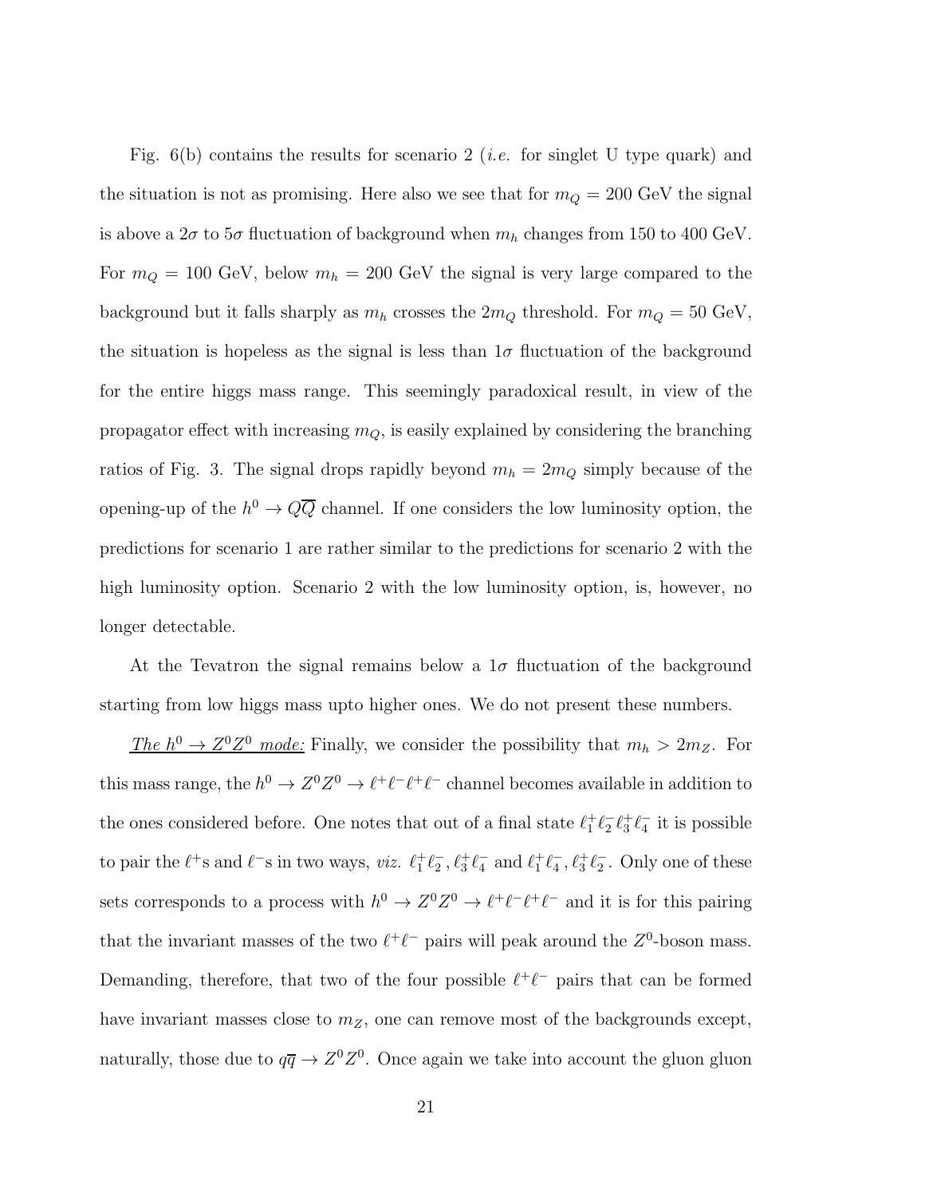Fig. 6(b) contains the results for scenario 2 (*i.e.* for singlet U type quark) and the situation is not as promising. Here also we see that for $m_Q = 200$ GeV the signal is above a $2\sigma$ to $5\sigma$ fluctuation of background when $m_h$ changes from 150 to 400 GeV. For $m_Q = 100$ GeV, below $m_h = 200$ GeV the signal is very large compared to the background but it falls sharply as $m_h$ crosses the $2m_Q$ threshold. For $m_Q = 50$ GeV, the situation is hopeless as the signal is less than $1\sigma$ fluctuation of the background for the entire higgs mass range. This seemingly paradoxical result, in view of the propagator effect with increasing $m_Q$, is easily explained by considering the branching ratios of Fig. 3. The signal drops rapidly beyond $m_h = 2m_Q$ simply because of the opening-up of the $h^0 \to Q\overline{Q}$ channel. If one considers the low luminosity option, the predictions for scenario 1 are rather similar to the predictions for scenario 2 with the high luminosity option. Scenario 2 with the low luminosity option, is, however, no longer detectable.

At the Tevatron the signal remains below a $1\sigma$ fluctuation of the background starting from low higgs mass upto higher ones. We do not present these numbers.

*The $h^0 \to Z^0 Z^0$ mode:* Finally, we consider the possibility that $m_h > 2m_Z$. For this mass range, the $h^0 \to Z^0 Z^0 \to \ell^+\ell^-\ell^+\ell^-$ channel becomes available in addition to the ones considered before. One notes that out of a final state $\ell_1^+\ell_2^-\ell_3^+\ell_4^-$ it is possible to pair the $\ell^+$s and $\ell^-$s in two ways, *viz.* $\ell_1^+\ell_2^-, \ell_3^+\ell_4^-$ and $\ell_1^+\ell_4^-, \ell_3^+\ell_2^-$. Only one of these sets corresponds to a process with $h^0 \to Z^0 Z^0 \to \ell^+\ell^-\ell^+\ell^-$ and it is for this pairing that the invariant masses of the two $\ell^+\ell^-$ pairs will peak around the $Z^0$-boson mass. Demanding, therefore, that two of the four possible $\ell^+\ell^-$ pairs that can be formed have invariant masses close to $m_Z$, one can remove most of the backgrounds except, naturally, those due to $q\overline{q} \to Z^0 Z^0$. Once again we take into account the gluon gluon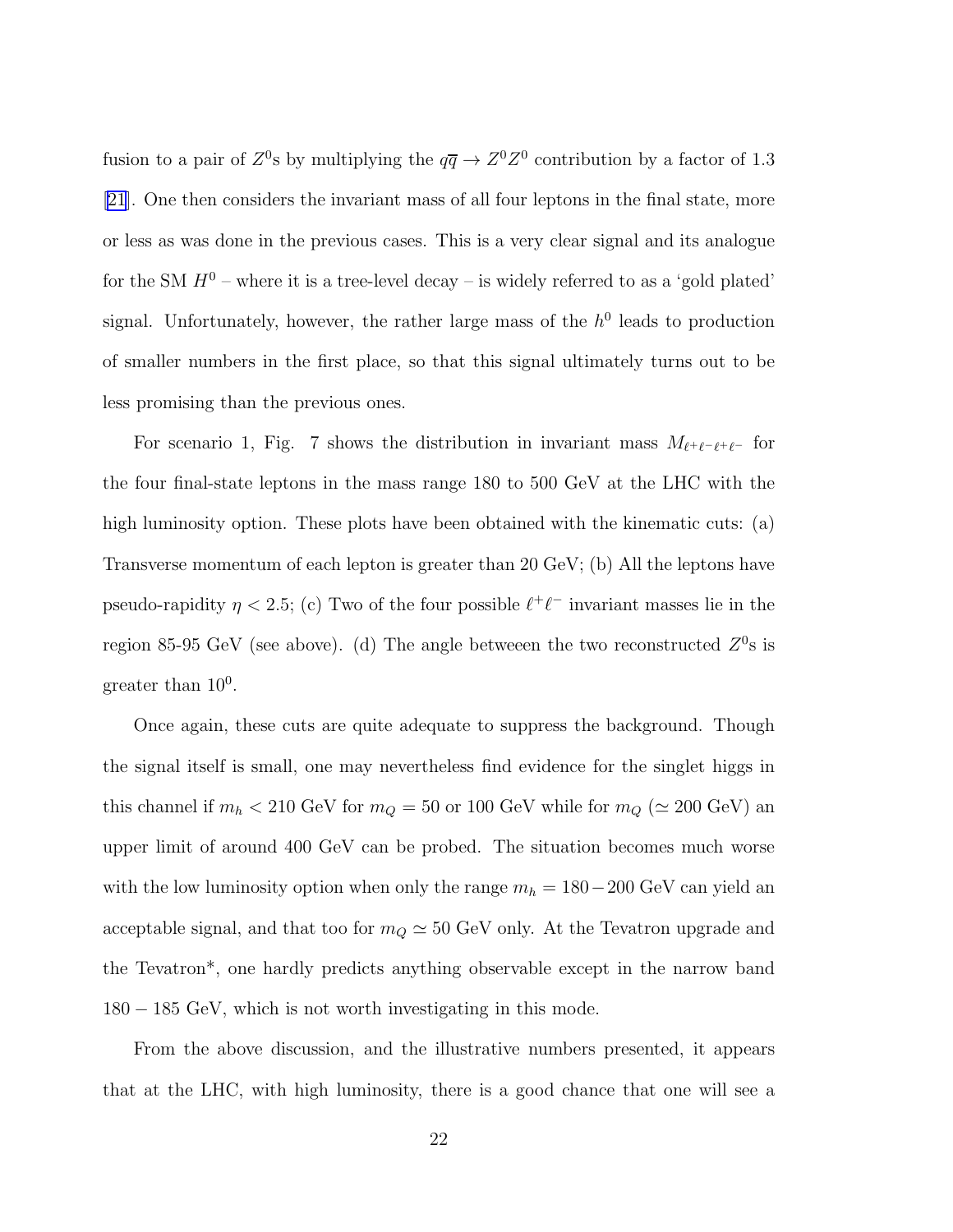fusion to a pair of $Z^0$s by multiplying the $q\overline{q} \to Z^0 Z^0$ contribution by a factor of 1.3 [21]. One then considers the invariant mass of all four leptons in the final state, more or less as was done in the previous cases. This is a very clear signal and its analogue for the SM $H^0$ – where it is a tree-level decay – is widely referred to as a 'gold plated' signal. Unfortunately, however, the rather large mass of the $h^0$ leads to production of smaller numbers in the first place, so that this signal ultimately turns out to be less promising than the previous ones.

For scenario 1, Fig. 7 shows the distribution in invariant mass $M_{\ell^+\ell^-\ell^+\ell^-}$ for the four final-state leptons in the mass range 180 to 500 GeV at the LHC with the high luminosity option. These plots have been obtained with the kinematic cuts: (a) Transverse momentum of each lepton is greater than 20 GeV; (b) All the leptons have pseudo-rapidity $\eta < 2.5$; (c) Two of the four possible $\ell^+\ell^-$ invariant masses lie in the region 85-95 GeV (see above). (d) The angle betweeen the two reconstructed $Z^0$s is greater than $10^0$.

Once again, these cuts are quite adequate to suppress the background. Though the signal itself is small, one may nevertheless find evidence for the singlet higgs in this channel if $m_h < 210$ GeV for $m_Q = 50$ or 100 GeV while for $m_Q$ ($\simeq 200$ GeV) an upper limit of around 400 GeV can be probed. The situation becomes much worse with the low luminosity option when only the range $m_h = 180 - 200$ GeV can yield an acceptable signal, and that too for $m_Q \simeq 50$ GeV only. At the Tevatron upgrade and the Tevatron*, one hardly predicts anything observable except in the narrow band $180 - 185$ GeV, which is not worth investigating in this mode.

From the above discussion, and the illustrative numbers presented, it appears that at the LHC, with high luminosity, there is a good chance that one will see a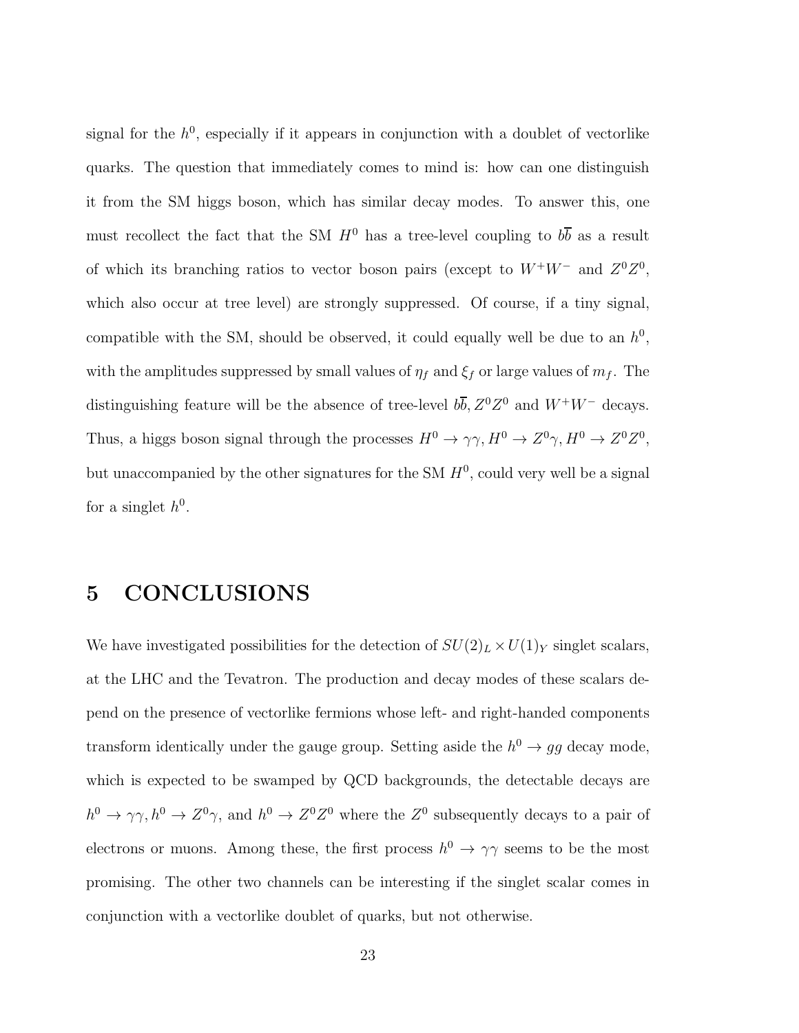signal for the $h^0$, especially if it appears in conjunction with a doublet of vectorlike quarks. The question that immediately comes to mind is: how can one distinguish it from the SM higgs boson, which has similar decay modes. To answer this, one must recollect the fact that the SM $H^0$ has a tree-level coupling to $b\overline{b}$ as a result of which its branching ratios to vector boson pairs (except to $W^+W^-$ and $Z^0Z^0$, which also occur at tree level) are strongly suppressed. Of course, if a tiny signal, compatible with the SM, should be observed, it could equally well be due to an $h^0$, with the amplitudes suppressed by small values of $\eta_f$ and $\xi_f$ or large values of $m_f$. The distinguishing feature will be the absence of tree-level $b\overline{b}, Z^0Z^0$ and $W^+W^-$ decays. Thus, a higgs boson signal through the processes $H^0 \to \gamma\gamma, H^0 \to Z^0\gamma, H^0 \to Z^0Z^0$, but unaccompanied by the other signatures for the SM $H^0$, could very well be a signal for a singlet $h^0$.

# 5 CONCLUSIONS

We have investigated possibilities for the detection of $SU(2)_L \times U(1)_Y$ singlet scalars, at the LHC and the Tevatron. The production and decay modes of these scalars depend on the presence of vectorlike fermions whose left- and right-handed components transform identically under the gauge group. Setting aside the $h^0 \to gg$ decay mode, which is expected to be swamped by QCD backgrounds, the detectable decays are $h^0 \to \gamma\gamma, h^0 \to Z^0\gamma$, and $h^0 \to Z^0Z^0$ where the $Z^0$ subsequently decays to a pair of electrons or muons. Among these, the first process $h^0 \to \gamma\gamma$ seems to be the most promising. The other two channels can be interesting if the singlet scalar comes in conjunction with a vectorlike doublet of quarks, but not otherwise.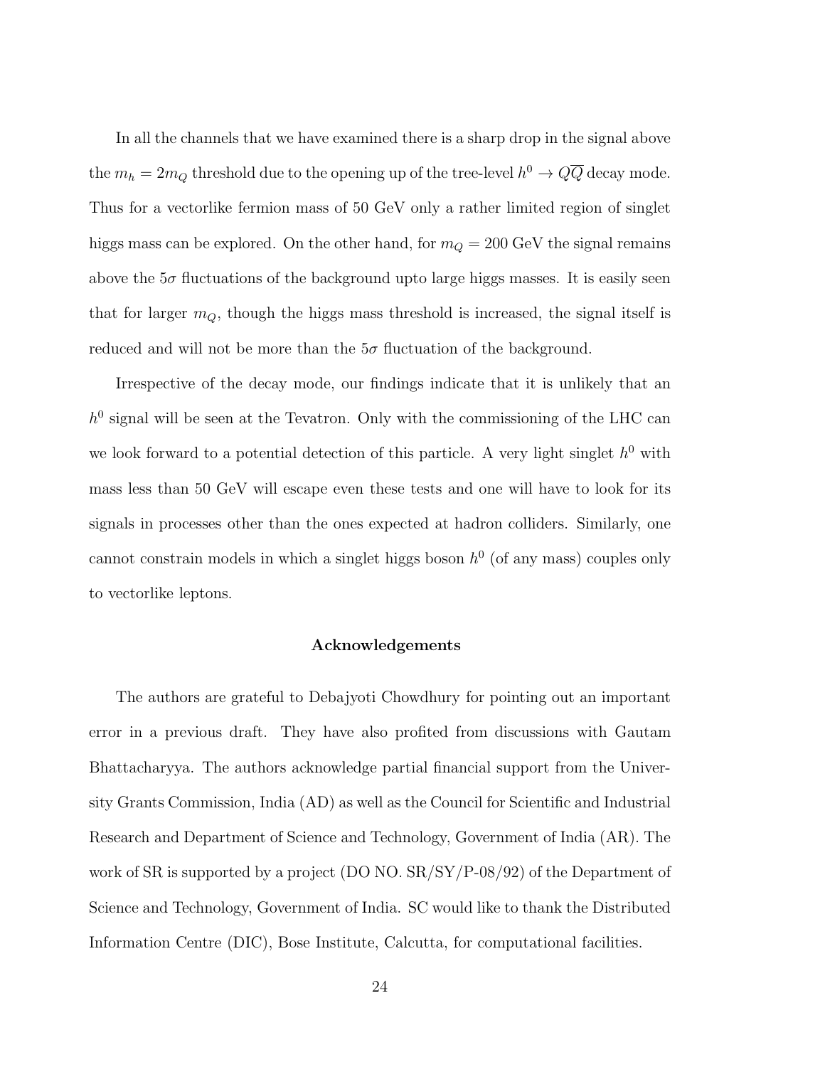In all the channels that we have examined there is a sharp drop in the signal above the $m_h = 2m_Q$ threshold due to the opening up of the tree-level $h^0 \to Q\overline{Q}$ decay mode. Thus for a vectorlike fermion mass of 50 GeV only a rather limited region of singlet higgs mass can be explored. On the other hand, for $m_Q = 200$ GeV the signal remains above the $5\sigma$ fluctuations of the background upto large higgs masses. It is easily seen that for larger $m_Q$, though the higgs mass threshold is increased, the signal itself is reduced and will not be more than the $5\sigma$ fluctuation of the background.

Irrespective of the decay mode, our findings indicate that it is unlikely that an $h^0$ signal will be seen at the Tevatron. Only with the commissioning of the LHC can we look forward to a potential detection of this particle. A very light singlet $h^0$ with mass less than 50 GeV will escape even these tests and one will have to look for its signals in processes other than the ones expected at hadron colliders. Similarly, one cannot constrain models in which a singlet higgs boson $h^0$ (of any mass) couples only to vectorlike leptons.

## Acknowledgements

The authors are grateful to Debajyoti Chowdhury for pointing out an important error in a previous draft. They have also profited from discussions with Gautam Bhattacharyya. The authors acknowledge partial financial support from the University Grants Commission, India (AD) as well as the Council for Scientific and Industrial Research and Department of Science and Technology, Government of India (AR). The work of SR is supported by a project (DO NO. SR/SY/P-08/92) of the Department of Science and Technology, Government of India. SC would like to thank the Distributed Information Centre (DIC), Bose Institute, Calcutta, for computational facilities.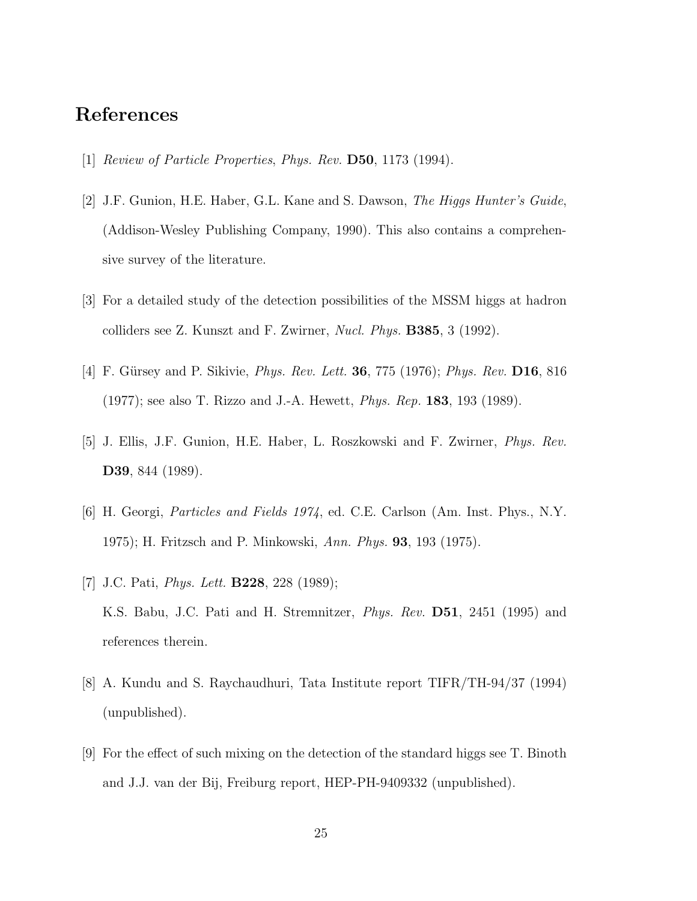# References

[1] *Review of Particle Properties*, *Phys. Rev.* **D50**, 1173 (1994).

[2] J.F. Gunion, H.E. Haber, G.L. Kane and S. Dawson, *The Higgs Hunter's Guide*, (Addison-Wesley Publishing Company, 1990). This also contains a comprehensive survey of the literature.

[3] For a detailed study of the detection possibilities of the MSSM higgs at hadron colliders see Z. Kunszt and F. Zwirner, *Nucl. Phys.* **B385**, 3 (1992).

[4] F. Gürsey and P. Sikivie, *Phys. Rev. Lett.* **36**, 775 (1976); *Phys. Rev.* **D16**, 816 (1977); see also T. Rizzo and J.-A. Hewett, *Phys. Rep.* **183**, 193 (1989).

[5] J. Ellis, J.F. Gunion, H.E. Haber, L. Roszkowski and F. Zwirner, *Phys. Rev.* **D39**, 844 (1989).

[6] H. Georgi, *Particles and Fields 1974*, ed. C.E. Carlson (Am. Inst. Phys., N.Y. 1975); H. Fritzsch and P. Minkowski, *Ann. Phys.* **93**, 193 (1975).

[7] J.C. Pati, *Phys. Lett.* **B228**, 228 (1989);
K.S. Babu, J.C. Pati and H. Stremnitzer, *Phys. Rev.* **D51**, 2451 (1995) and references therein.

[8] A. Kundu and S. Raychaudhuri, Tata Institute report TIFR/TH-94/37 (1994) (unpublished).

[9] For the effect of such mixing on the detection of the standard higgs see T. Binoth and J.J. van der Bij, Freiburg report, HEP-PH-9409332 (unpublished).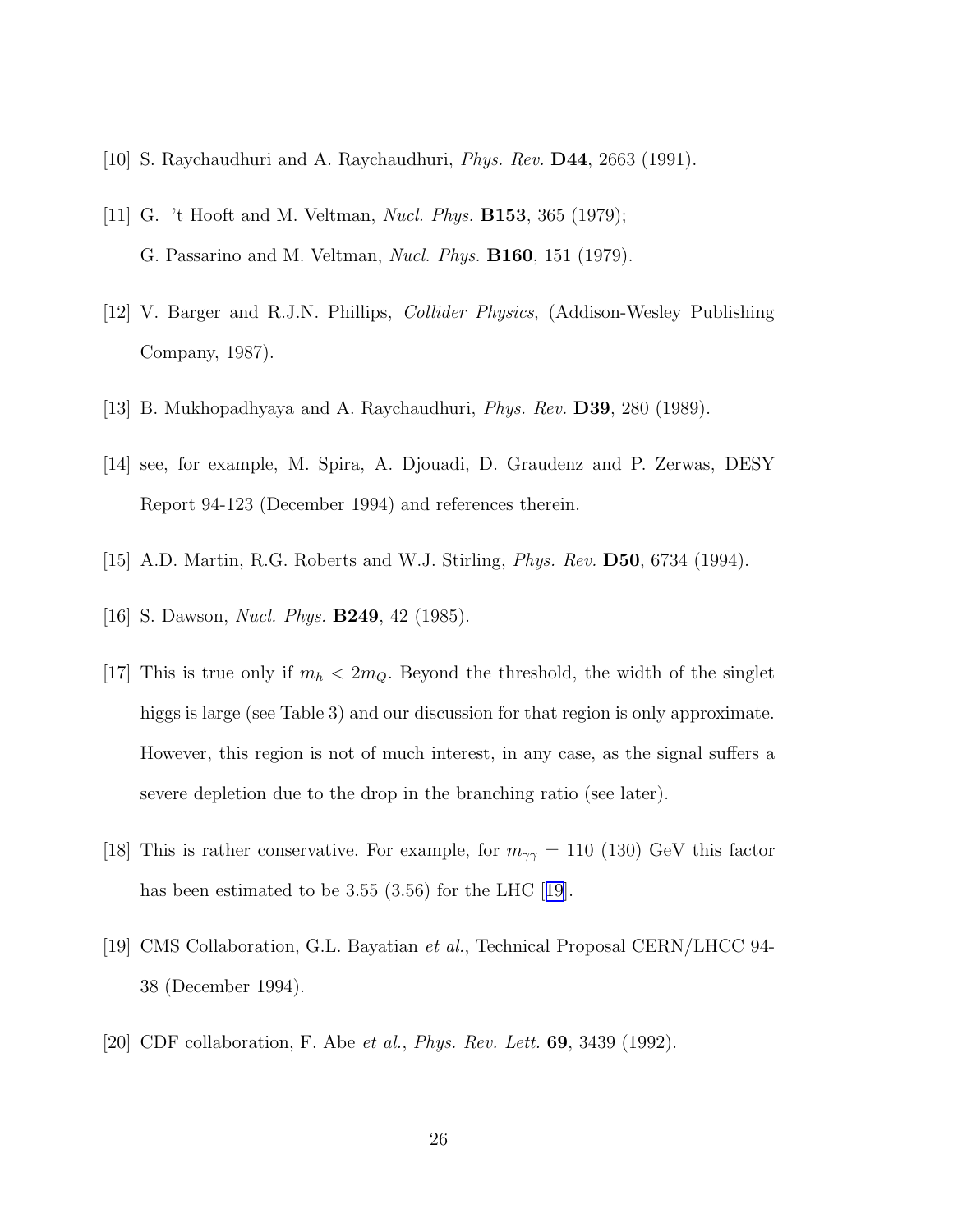[10] S. Raychaudhuri and A. Raychaudhuri, *Phys. Rev.* **D44**, 2663 (1991).

[11] G. 't Hooft and M. Veltman, *Nucl. Phys.* **B153**, 365 (1979);
G. Passarino and M. Veltman, *Nucl. Phys.* **B160**, 151 (1979).

[12] V. Barger and R.J.N. Phillips, *Collider Physics*, (Addison-Wesley Publishing Company, 1987).

[13] B. Mukhopadhyaya and A. Raychaudhuri, *Phys. Rev.* **D39**, 280 (1989).

[14] see, for example, M. Spira, A. Djouadi, D. Graudenz and P. Zerwas, DESY Report 94-123 (December 1994) and references therein.

[15] A.D. Martin, R.G. Roberts and W.J. Stirling, *Phys. Rev.* **D50**, 6734 (1994).

[16] S. Dawson, *Nucl. Phys.* **B249**, 42 (1985).

[17] This is true only if $m_h < 2m_Q$. Beyond the threshold, the width of the singlet higgs is large (see Table 3) and our discussion for that region is only approximate. However, this region is not of much interest, in any case, as the signal suffers a severe depletion due to the drop in the branching ratio (see later).

[18] This is rather conservative. For example, for $m_{\gamma\gamma} = 110$ (130) GeV this factor has been estimated to be 3.55 (3.56) for the LHC [19].

[19] CMS Collaboration, G.L. Bayatian *et al.*, Technical Proposal CERN/LHCC 94-38 (December 1994).

[20] CDF collaboration, F. Abe *et al.*, *Phys. Rev. Lett.* **69**, 3439 (1992).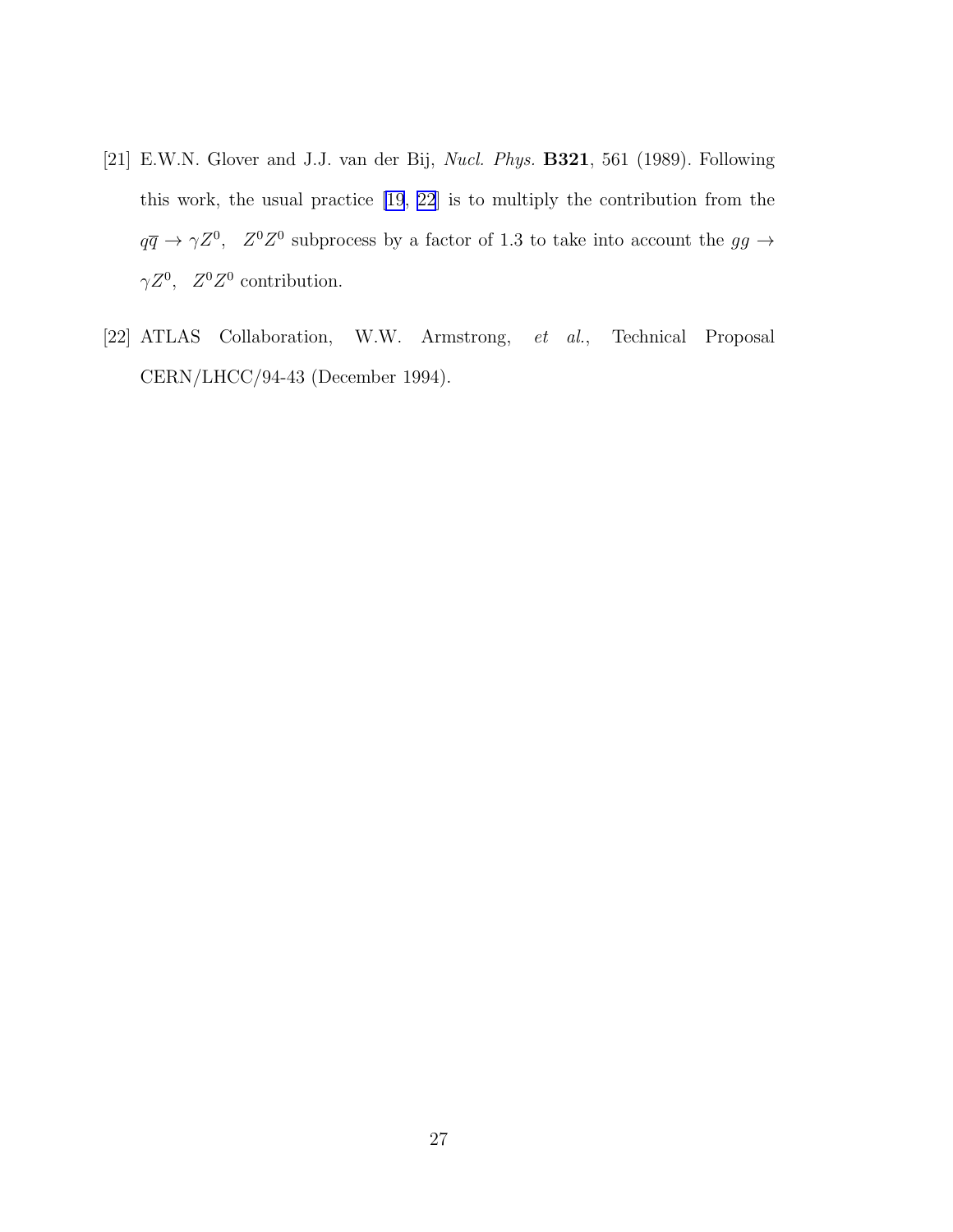[21] E.W.N. Glover and J.J. van der Bij, *Nucl. Phys.* **B321**, 561 (1989). Following this work, the usual practice [19, 22] is to multiply the contribution from the $q\overline{q} \to \gamma Z^0, \;\; Z^0 Z^0$ subprocess by a factor of 1.3 to take into account the $gg \to \gamma Z^0, \;\; Z^0 Z^0$ contribution.

[22] ATLAS Collaboration, W.W. Armstrong, *et al.*, Technical Proposal CERN/LHCC/94-43 (December 1994).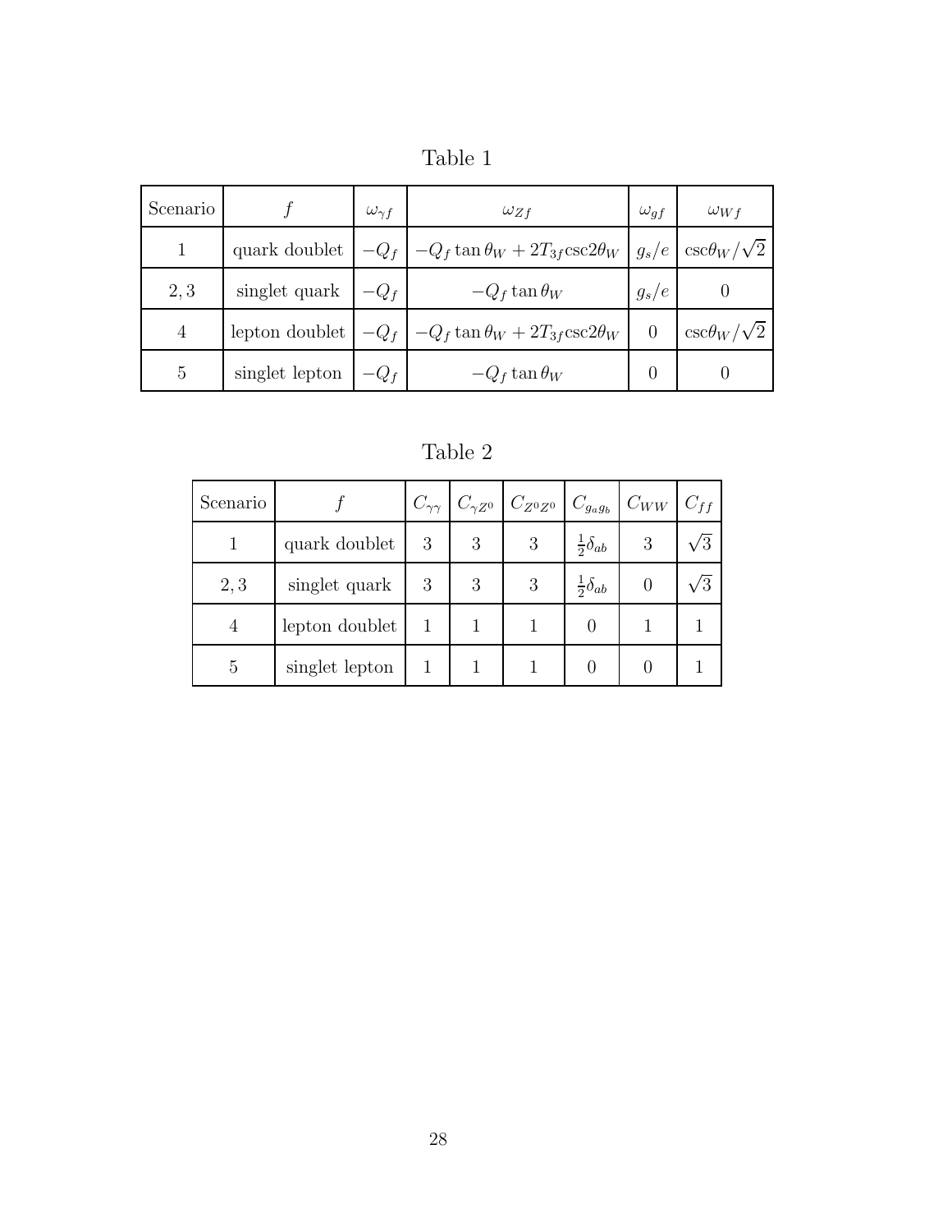Table 1

| Scenario | $f$ | $\omega_{\gamma f}$ | $\omega_{Zf}$ | $\omega_{gf}$ | $\omega_{Wf}$ |
|---|---|---|---|---|---|
| $1$ | quark doublet | $-Q_f$ | $-Q_f \tan\theta_W + 2T_{3f}\csc 2\theta_W$ | $g_s/e$ | $\csc\theta_W/\sqrt{2}$ |
| $2, 3$ | singlet quark | $-Q_f$ | $-Q_f \tan\theta_W$ | $g_s/e$ | $0$ |
| $4$ | lepton doublet | $-Q_f$ | $-Q_f \tan\theta_W + 2T_{3f}\csc 2\theta_W$ | $0$ | $\csc\theta_W/\sqrt{2}$ |
| $5$ | singlet lepton | $-Q_f$ | $-Q_f \tan\theta_W$ | $0$ | $0$ |

Table 2

| Scenario | $f$ | $C_{\gamma\gamma}$ | $C_{\gamma Z^0}$ | $C_{Z^0 Z^0}$ | $C_{g_a g_b}$ | $C_{WW}$ | $C_{ff}$ |
|---|---|---|---|---|---|---|---|
| $1$ | quark doublet | $3$ | $3$ | $3$ | $\frac{1}{2}\delta_{ab}$ | $3$ | $\sqrt{3}$ |
| $2, 3$ | singlet quark | $3$ | $3$ | $3$ | $\frac{1}{2}\delta_{ab}$ | $0$ | $\sqrt{3}$ |
| $4$ | lepton doublet | $1$ | $1$ | $1$ | $0$ | $1$ | $1$ |
| $5$ | singlet lepton | $1$ | $1$ | $1$ | $0$ | $0$ | $1$ |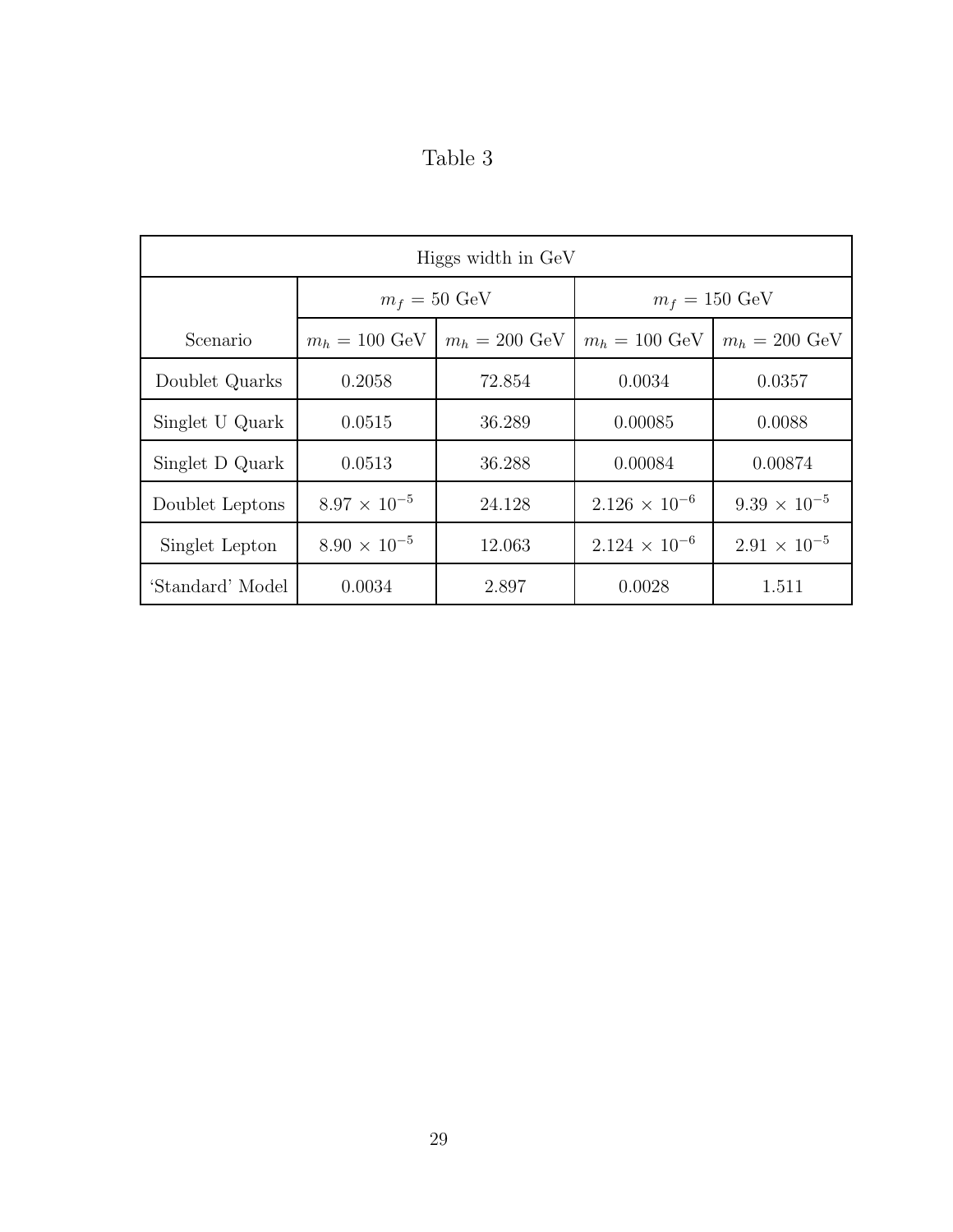Table 3

| Higgs width in GeV | | | | |
|---|---|---|---|---|
| | $m_f = 50$ GeV | | $m_f = 150$ GeV | |
| Scenario | $m_h = 100$ GeV | $m_h = 200$ GeV | $m_h = 100$ GeV | $m_h = 200$ GeV |
| Doublet Quarks | 0.2058 | 72.854 | 0.0034 | 0.0357 |
| Singlet U Quark | 0.0515 | 36.289 | 0.00085 | 0.0088 |
| Singlet D Quark | 0.0513 | 36.288 | 0.00084 | 0.00874 |
| Doublet Leptons | $8.97 \times 10^{-5}$ | 24.128 | $2.126 \times 10^{-6}$ | $9.39 \times 10^{-5}$ |
| Singlet Lepton | $8.90 \times 10^{-5}$ | 12.063 | $2.124 \times 10^{-6}$ | $2.91 \times 10^{-5}$ |
| 'Standard' Model | 0.0034 | 2.897 | 0.0028 | 1.511 |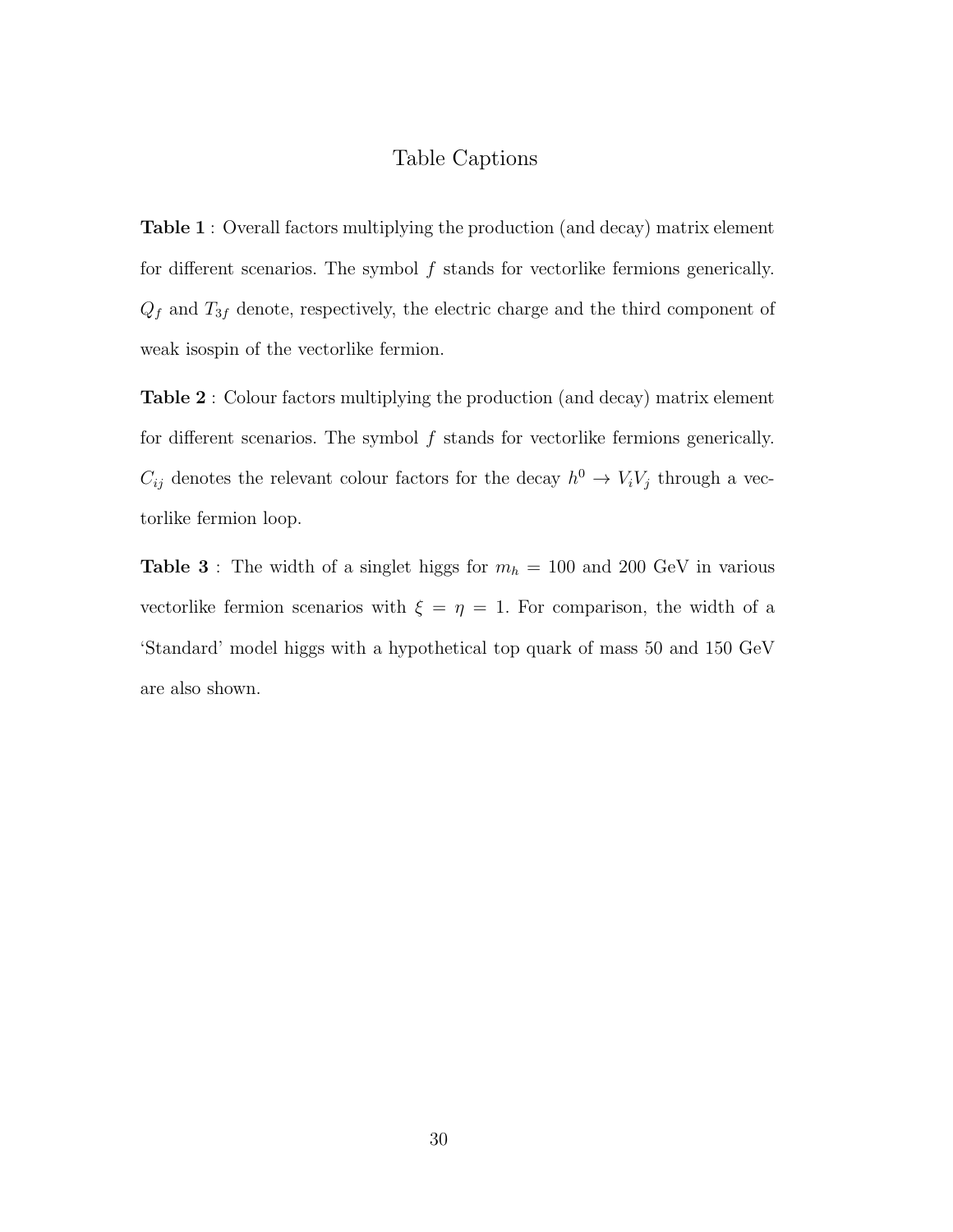# Table Captions

**Table 1** : Overall factors multiplying the production (and decay) matrix element for different scenarios. The symbol $f$ stands for vectorlike fermions generically. $Q_f$ and $T_{3f}$ denote, respectively, the electric charge and the third component of weak isospin of the vectorlike fermion.

**Table 2** : Colour factors multiplying the production (and decay) matrix element for different scenarios. The symbol $f$ stands for vectorlike fermions generically. $C_{ij}$ denotes the relevant colour factors for the decay $h^0 \to V_i V_j$ through a vectorlike fermion loop.

**Table 3** : The width of a singlet higgs for $m_h = 100$ and 200 GeV in various vectorlike fermion scenarios with $\xi = \eta = 1$. For comparison, the width of a 'Standard' model higgs with a hypothetical top quark of mass 50 and 150 GeV are also shown.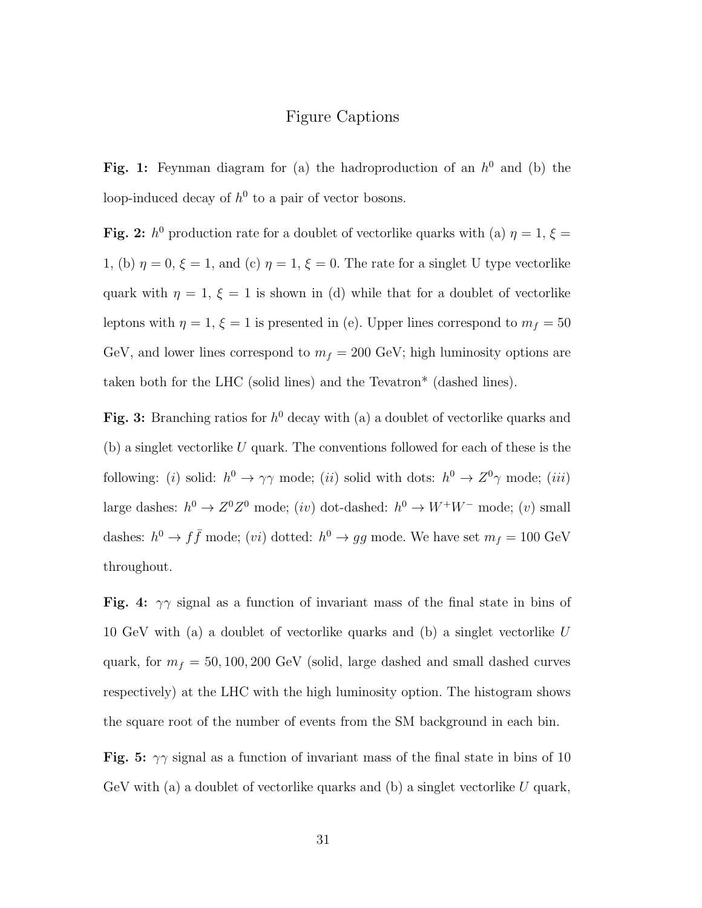# Figure Captions

**Fig. 1:** Feynman diagram for (a) the hadroproduction of an $h^0$ and (b) the loop-induced decay of $h^0$ to a pair of vector bosons.

**Fig. 2:** $h^0$ production rate for a doublet of vectorlike quarks with (a) $\eta = 1$, $\xi = 1$, (b) $\eta = 0$, $\xi = 1$, and (c) $\eta = 1$, $\xi = 0$. The rate for a singlet U type vectorlike quark with $\eta = 1$, $\xi = 1$ is shown in (d) while that for a doublet of vectorlike leptons with $\eta = 1$, $\xi = 1$ is presented in (e). Upper lines correspond to $m_f = 50$ GeV, and lower lines correspond to $m_f = 200$ GeV; high luminosity options are taken both for the LHC (solid lines) and the Tevatron* (dashed lines).

**Fig. 3:** Branching ratios for $h^0$ decay with (a) a doublet of vectorlike quarks and (b) a singlet vectorlike $U$ quark. The conventions followed for each of these is the following: ($i$) solid: $h^0 \to \gamma\gamma$ mode; ($ii$) solid with dots: $h^0 \to Z^0\gamma$ mode; ($iii$) large dashes: $h^0 \to Z^0 Z^0$ mode; ($iv$) dot-dashed: $h^0 \to W^+W^-$ mode; ($v$) small dashes: $h^0 \to f\bar{f}$ mode; ($vi$) dotted: $h^0 \to gg$ mode. We have set $m_f = 100$ GeV throughout.

**Fig. 4:** $\gamma\gamma$ signal as a function of invariant mass of the final state in bins of 10 GeV with (a) a doublet of vectorlike quarks and (b) a singlet vectorlike $U$ quark, for $m_f = 50, 100, 200$ GeV (solid, large dashed and small dashed curves respectively) at the LHC with the high luminosity option. The histogram shows the square root of the number of events from the SM background in each bin.

**Fig. 5:** $\gamma\gamma$ signal as a function of invariant mass of the final state in bins of 10 GeV with (a) a doublet of vectorlike quarks and (b) a singlet vectorlike $U$ quark,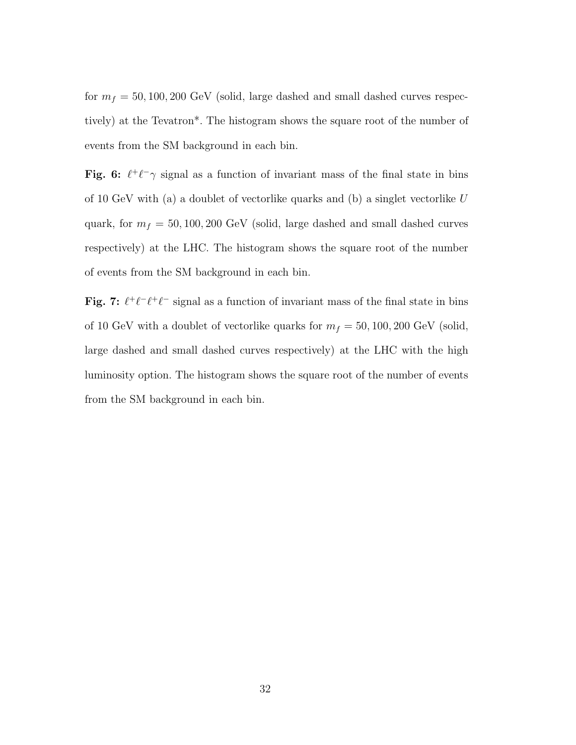for $m_f = 50, 100, 200$ GeV (solid, large dashed and small dashed curves respectively) at the Tevatron*. The histogram shows the square root of the number of events from the SM background in each bin.

**Fig. 6:** $\ell^+\ell^-\gamma$ signal as a function of invariant mass of the final state in bins of 10 GeV with (a) a doublet of vectorlike quarks and (b) a singlet vectorlike $U$ quark, for $m_f = 50, 100, 200$ GeV (solid, large dashed and small dashed curves respectively) at the LHC. The histogram shows the square root of the number of events from the SM background in each bin.

**Fig. 7:** $\ell^+\ell^-\ell^+\ell^-$ signal as a function of invariant mass of the final state in bins of 10 GeV with a doublet of vectorlike quarks for $m_f = 50, 100, 200$ GeV (solid, large dashed and small dashed curves respectively) at the LHC with the high luminosity option. The histogram shows the square root of the number of events from the SM background in each bin.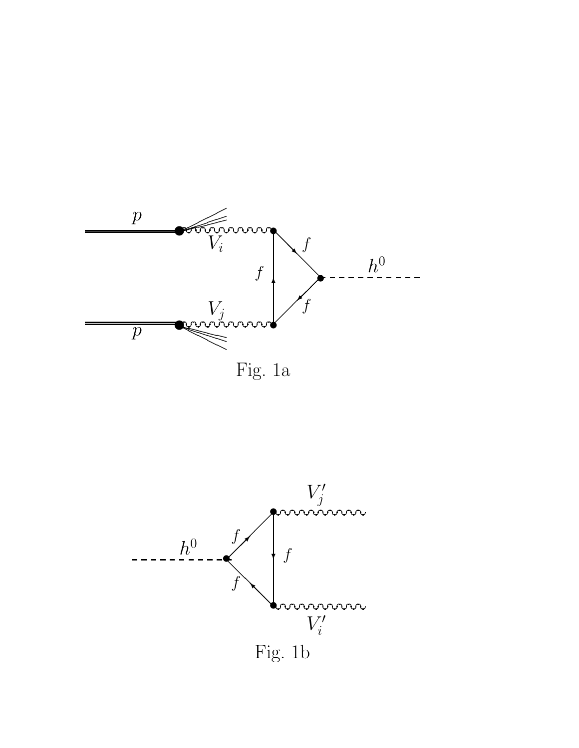Fig. 1a

Fig. 1b